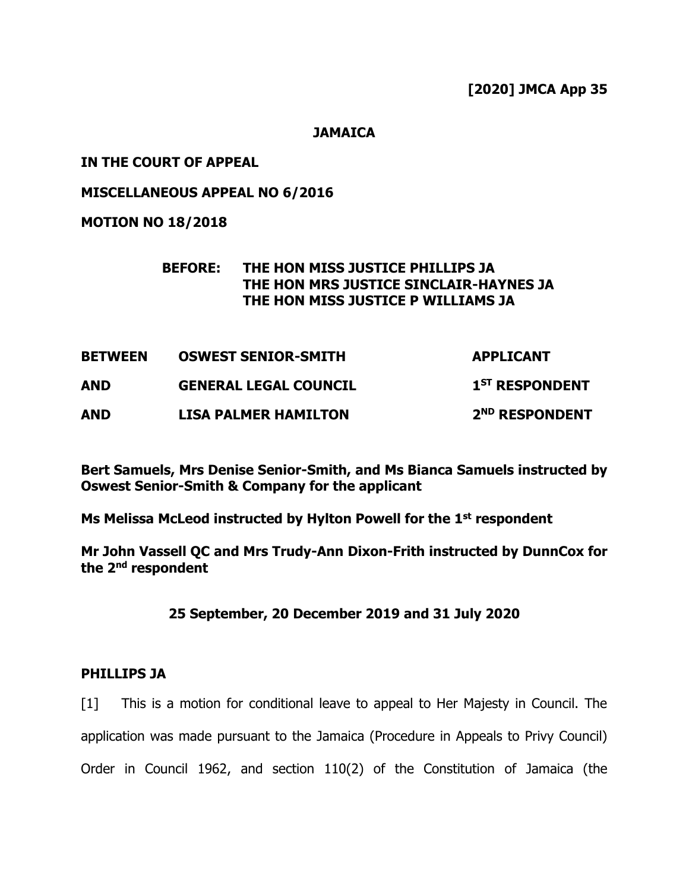**[2020] JMCA App 35**

**JAMAICA**

**IN THE COURT OF APPEAL**

**MISCELLANEOUS APPEAL NO 6/2016**

**MOTION NO 18/2018**

**BEFORE: THE HON MISS JUSTICE PHILLIPS JA**
**THE HON MRS JUSTICE SINCLAIR-HAYNES JA**
**THE HON MISS JUSTICE P WILLIAMS JA**

| | | |
|---|---|---|
| **BETWEEN** | **OSWEST SENIOR-SMITH** | **APPLICANT** |
| **AND** | **GENERAL LEGAL COUNCIL** | **1ST RESPONDENT** |
| **AND** | **LISA PALMER HAMILTON** | **2ND RESPONDENT** |

**Bert Samuels, Mrs Denise Senior-Smith, and Ms Bianca Samuels instructed by Oswest Senior-Smith & Company for the applicant**

**Ms Melissa McLeod instructed by Hylton Powell for the 1st respondent**

**Mr John Vassell QC and Mrs Trudy-Ann Dixon-Frith instructed by DunnCox for the 2nd respondent**

**25 September, 20 December 2019 and 31 July 2020**

**PHILLIPS JA**

[1] This is a motion for conditional leave to appeal to Her Majesty in Council. The application was made pursuant to the Jamaica (Procedure in Appeals to Privy Council) Order in Council 1962, and section 110(2) of the Constitution of Jamaica (the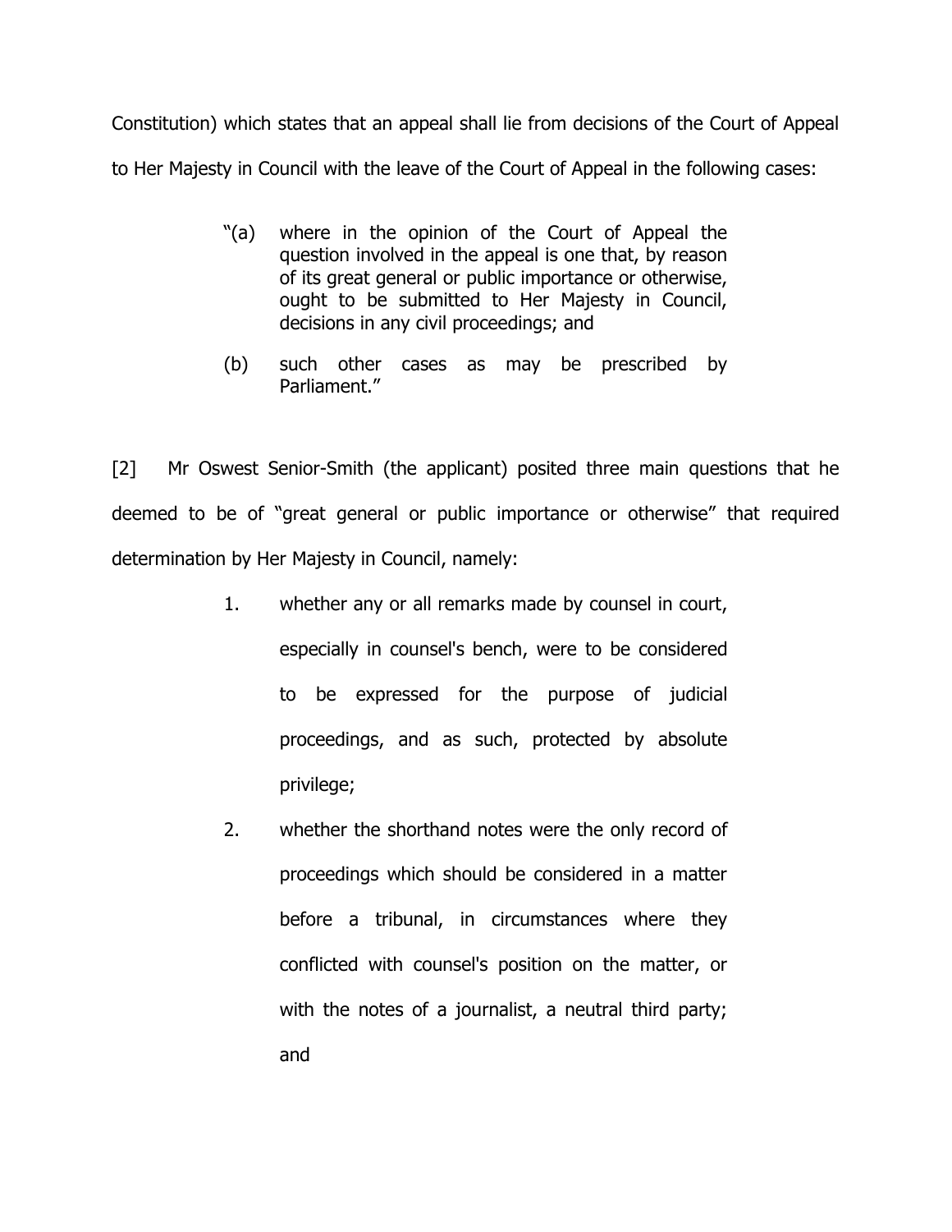Constitution) which states that an appeal shall lie from decisions of the Court of Appeal to Her Majesty in Council with the leave of the Court of Appeal in the following cases:

> "(a) where in the opinion of the Court of Appeal the question involved in the appeal is one that, by reason of its great general or public importance or otherwise, ought to be submitted to Her Majesty in Council, decisions in any civil proceedings; and
>
> (b) such other cases as may be prescribed by Parliament."

[2] Mr Oswest Senior-Smith (the applicant) posited three main questions that he deemed to be of "great general or public importance or otherwise" that required determination by Her Majesty in Council, namely:

1. whether any or all remarks made by counsel in court, especially in counsel's bench, were to be considered to be expressed for the purpose of judicial proceedings, and as such, protected by absolute privilege;
2. whether the shorthand notes were the only record of proceedings which should be considered in a matter before a tribunal, in circumstances where they conflicted with counsel's position on the matter, or with the notes of a journalist, a neutral third party; and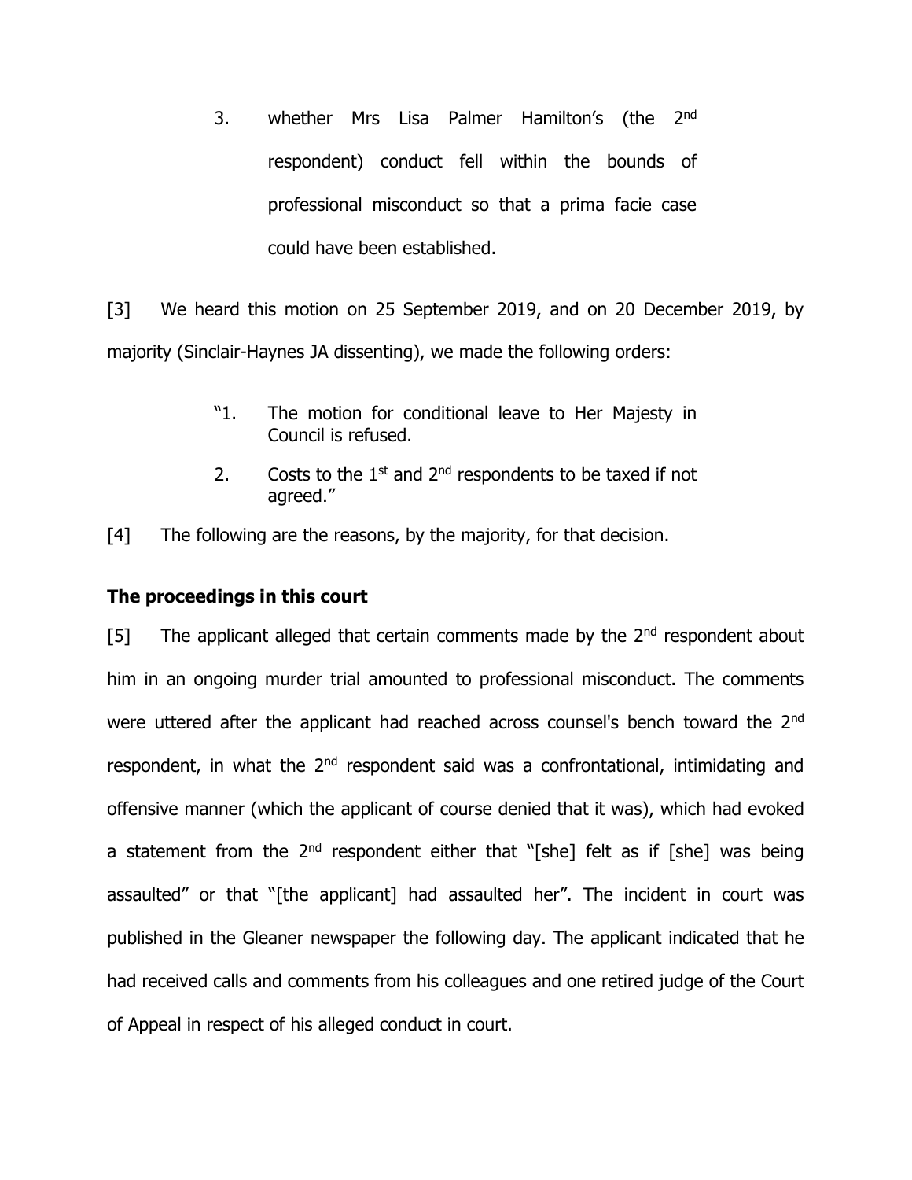3. whether Mrs Lisa Palmer Hamilton's (the 2nd respondent) conduct fell within the bounds of professional misconduct so that a prima facie case could have been established.

[3] We heard this motion on 25 September 2019, and on 20 December 2019, by majority (Sinclair-Haynes JA dissenting), we made the following orders:

> "1. The motion for conditional leave to Her Majesty in Council is refused.
>
> 2. Costs to the 1st and 2nd respondents to be taxed if not agreed."

[4] The following are the reasons, by the majority, for that decision.

**The proceedings in this court**

[5] The applicant alleged that certain comments made by the 2nd respondent about him in an ongoing murder trial amounted to professional misconduct. The comments were uttered after the applicant had reached across counsel's bench toward the 2nd respondent, in what the 2nd respondent said was a confrontational, intimidating and offensive manner (which the applicant of course denied that it was), which had evoked a statement from the 2nd respondent either that "[she] felt as if [she] was being assaulted" or that "[the applicant] had assaulted her". The incident in court was published in the Gleaner newspaper the following day. The applicant indicated that he had received calls and comments from his colleagues and one retired judge of the Court of Appeal in respect of his alleged conduct in court.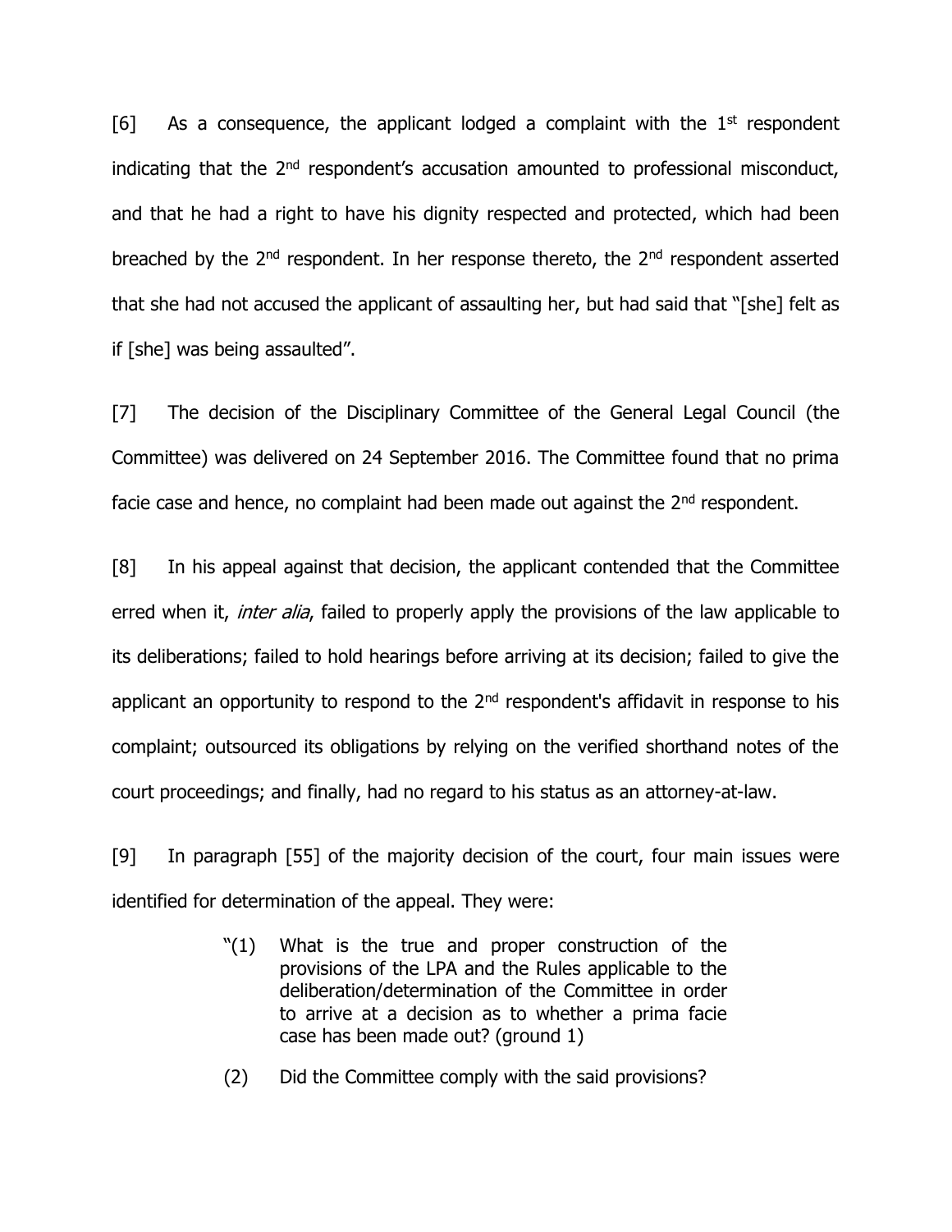[6] As a consequence, the applicant lodged a complaint with the 1st respondent indicating that the 2nd respondent's accusation amounted to professional misconduct, and that he had a right to have his dignity respected and protected, which had been breached by the 2nd respondent. In her response thereto, the 2nd respondent asserted that she had not accused the applicant of assaulting her, but had said that "[she] felt as if [she] was being assaulted".

[7] The decision of the Disciplinary Committee of the General Legal Council (the Committee) was delivered on 24 September 2016. The Committee found that no prima facie case and hence, no complaint had been made out against the 2nd respondent.

[8] In his appeal against that decision, the applicant contended that the Committee erred when it, *inter alia*, failed to properly apply the provisions of the law applicable to its deliberations; failed to hold hearings before arriving at its decision; failed to give the applicant an opportunity to respond to the 2nd respondent's affidavit in response to his complaint; outsourced its obligations by relying on the verified shorthand notes of the court proceedings; and finally, had no regard to his status as an attorney-at-law.

[9] In paragraph [55] of the majority decision of the court, four main issues were identified for determination of the appeal. They were:

> "(1) What is the true and proper construction of the provisions of the LPA and the Rules applicable to the deliberation/determination of the Committee in order to arrive at a decision as to whether a prima facie case has been made out? (ground 1)
>
> (2) Did the Committee comply with the said provisions?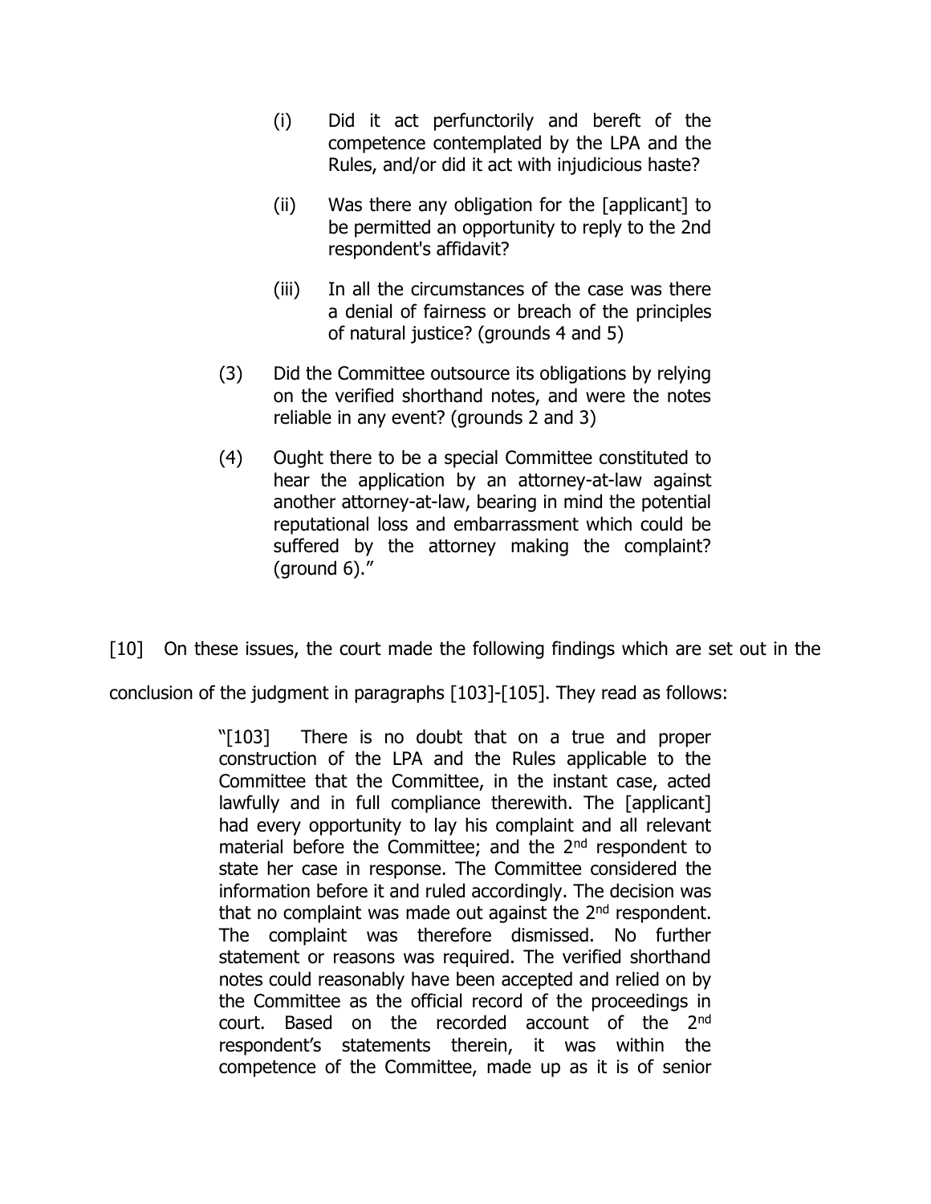> (i) Did it act perfunctorily and bereft of the competence contemplated by the LPA and the Rules, and/or did it act with injudicious haste?
>
> (ii) Was there any obligation for the [applicant] to be permitted an opportunity to reply to the 2nd respondent's affidavit?
>
> (iii) In all the circumstances of the case was there a denial of fairness or breach of the principles of natural justice? (grounds 4 and 5)
>
> (3) Did the Committee outsource its obligations by relying on the verified shorthand notes, and were the notes reliable in any event? (grounds 2 and 3)
>
> (4) Ought there to be a special Committee constituted to hear the application by an attorney-at-law against another attorney-at-law, bearing in mind the potential reputational loss and embarrassment which could be suffered by the attorney making the complaint? (ground 6)."

[10] On these issues, the court made the following findings which are set out in the conclusion of the judgment in paragraphs [103]-[105]. They read as follows:

> "[103] There is no doubt that on a true and proper construction of the LPA and the Rules applicable to the Committee that the Committee, in the instant case, acted lawfully and in full compliance therewith. The [applicant] had every opportunity to lay his complaint and all relevant material before the Committee; and the 2nd respondent to state her case in response. The Committee considered the information before it and ruled accordingly. The decision was that no complaint was made out against the 2nd respondent. The complaint was therefore dismissed. No further statement or reasons was required. The verified shorthand notes could reasonably have been accepted and relied on by the Committee as the official record of the proceedings in court. Based on the recorded account of the 2nd respondent's statements therein, it was within the competence of the Committee, made up as it is of senior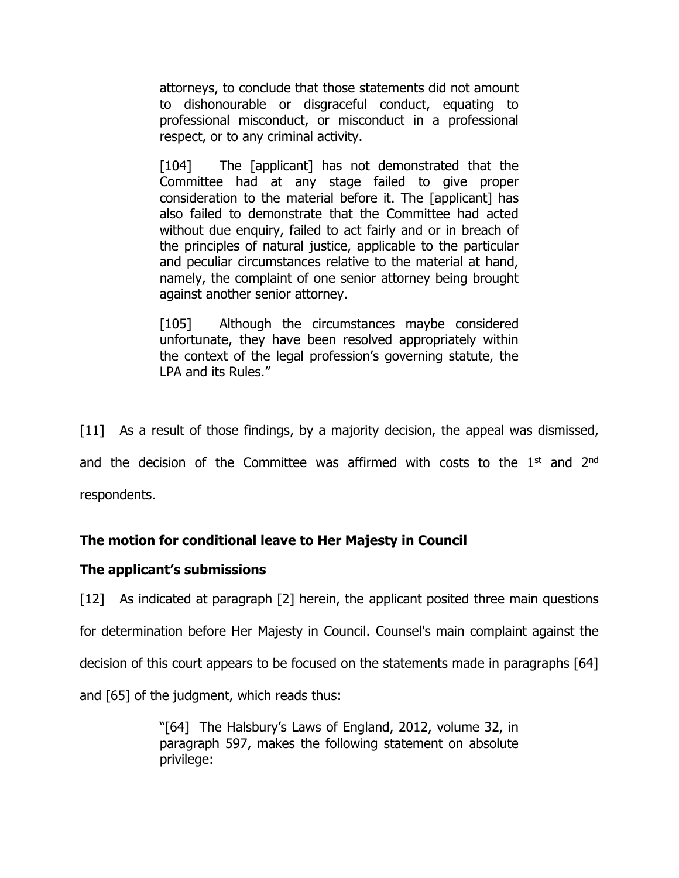> attorneys, to conclude that those statements did not amount to dishonourable or disgraceful conduct, equating to professional misconduct, or misconduct in a professional respect, or to any criminal activity.
>
> [104] The [applicant] has not demonstrated that the Committee had at any stage failed to give proper consideration to the material before it. The [applicant] has also failed to demonstrate that the Committee had acted without due enquiry, failed to act fairly and or in breach of the principles of natural justice, applicable to the particular and peculiar circumstances relative to the material at hand, namely, the complaint of one senior attorney being brought against another senior attorney.
>
> [105] Although the circumstances maybe considered unfortunate, they have been resolved appropriately within the context of the legal profession's governing statute, the LPA and its Rules."

[11] As a result of those findings, by a majority decision, the appeal was dismissed, and the decision of the Committee was affirmed with costs to the 1st and 2nd respondents.

**The motion for conditional leave to Her Majesty in Council**

**The applicant's submissions**

[12] As indicated at paragraph [2] herein, the applicant posited three main questions for determination before Her Majesty in Council. Counsel's main complaint against the decision of this court appears to be focused on the statements made in paragraphs [64] and [65] of the judgment, which reads thus:

> "[64] The Halsbury's Laws of England, 2012, volume 32, in paragraph 597, makes the following statement on absolute privilege: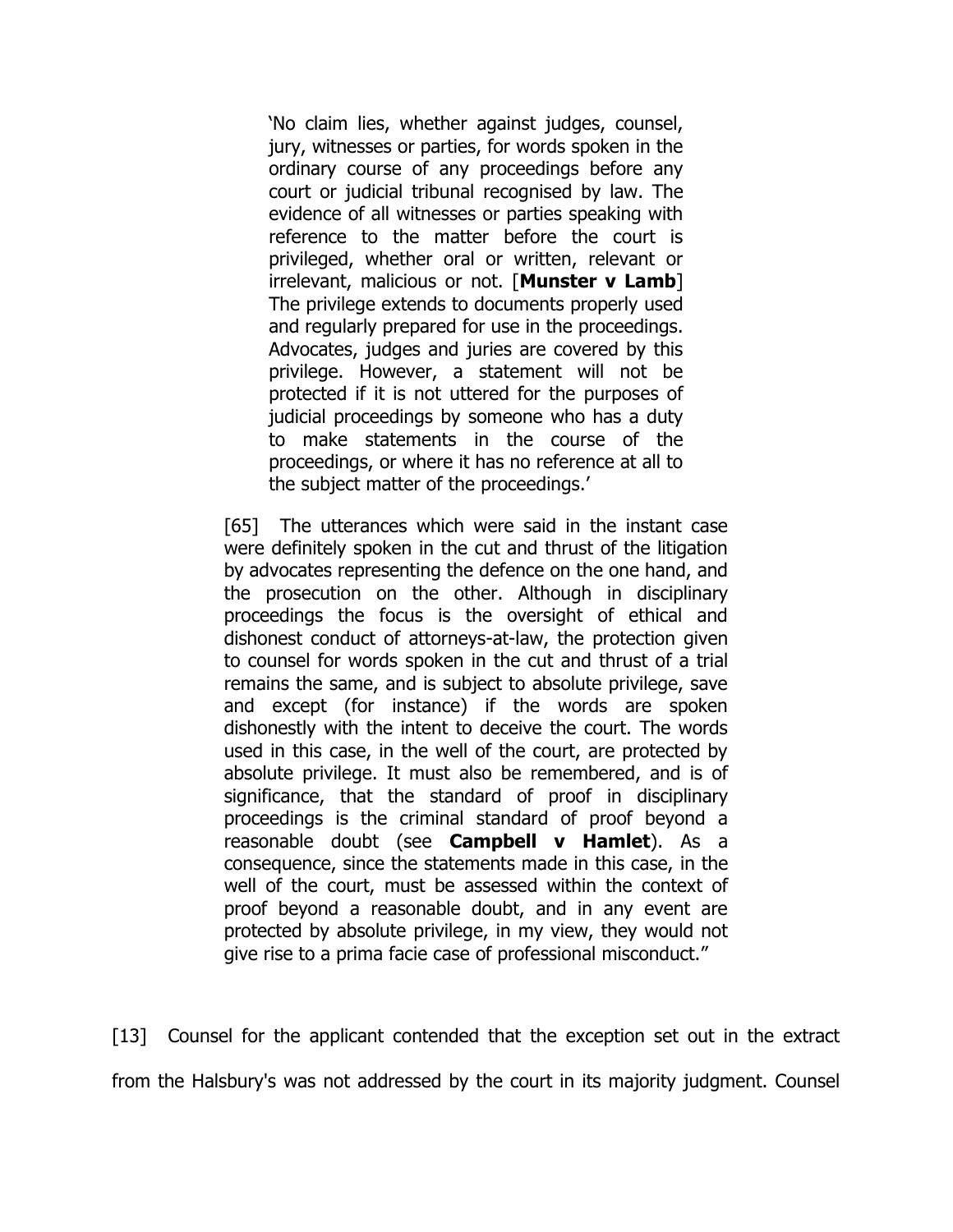> 'No claim lies, whether against judges, counsel, jury, witnesses or parties, for words spoken in the ordinary course of any proceedings before any court or judicial tribunal recognised by law. The evidence of all witnesses or parties speaking with reference to the matter before the court is privileged, whether oral or written, relevant or irrelevant, malicious or not. [**Munster v Lamb**] The privilege extends to documents properly used and regularly prepared for use in the proceedings. Advocates, judges and juries are covered by this privilege. However, a statement will not be protected if it is not uttered for the purposes of judicial proceedings by someone who has a duty to make statements in the course of the proceedings, or where it has no reference at all to the subject matter of the proceedings.'
>
> [65] The utterances which were said in the instant case were definitely spoken in the cut and thrust of the litigation by advocates representing the defence on the one hand, and the prosecution on the other. Although in disciplinary proceedings the focus is the oversight of ethical and dishonest conduct of attorneys-at-law, the protection given to counsel for words spoken in the cut and thrust of a trial remains the same, and is subject to absolute privilege, save and except (for instance) if the words are spoken dishonestly with the intent to deceive the court. The words used in this case, in the well of the court, are protected by absolute privilege. It must also be remembered, and is of significance, that the standard of proof in disciplinary proceedings is the criminal standard of proof beyond a reasonable doubt (see **Campbell v Hamlet**). As a consequence, since the statements made in this case, in the well of the court, must be assessed within the context of proof beyond a reasonable doubt, and in any event are protected by absolute privilege, in my view, they would not give rise to a prima facie case of professional misconduct."

[13] Counsel for the applicant contended that the exception set out in the extract from the Halsbury's was not addressed by the court in its majority judgment. Counsel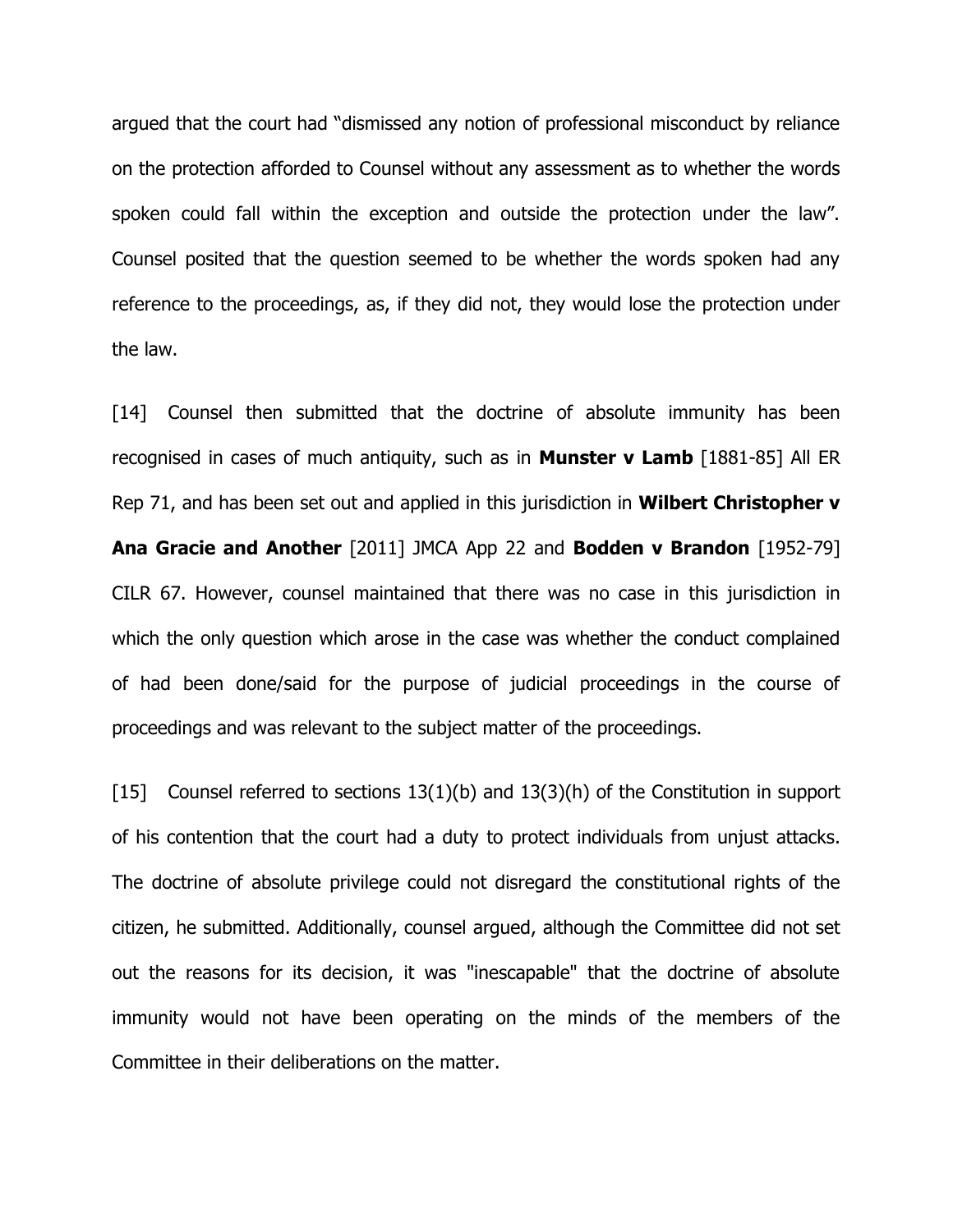argued that the court had "dismissed any notion of professional misconduct by reliance on the protection afforded to Counsel without any assessment as to whether the words spoken could fall within the exception and outside the protection under the law". Counsel posited that the question seemed to be whether the words spoken had any reference to the proceedings, as, if they did not, they would lose the protection under the law.

[14] Counsel then submitted that the doctrine of absolute immunity has been recognised in cases of much antiquity, such as in **Munster v Lamb** [1881-85] All ER Rep 71, and has been set out and applied in this jurisdiction in **Wilbert Christopher v Ana Gracie and Another** [2011] JMCA App 22 and **Bodden v Brandon** [1952-79] CILR 67. However, counsel maintained that there was no case in this jurisdiction in which the only question which arose in the case was whether the conduct complained of had been done/said for the purpose of judicial proceedings in the course of proceedings and was relevant to the subject matter of the proceedings.

[15] Counsel referred to sections 13(1)(b) and 13(3)(h) of the Constitution in support of his contention that the court had a duty to protect individuals from unjust attacks. The doctrine of absolute privilege could not disregard the constitutional rights of the citizen, he submitted. Additionally, counsel argued, although the Committee did not set out the reasons for its decision, it was "inescapable" that the doctrine of absolute immunity would not have been operating on the minds of the members of the Committee in their deliberations on the matter.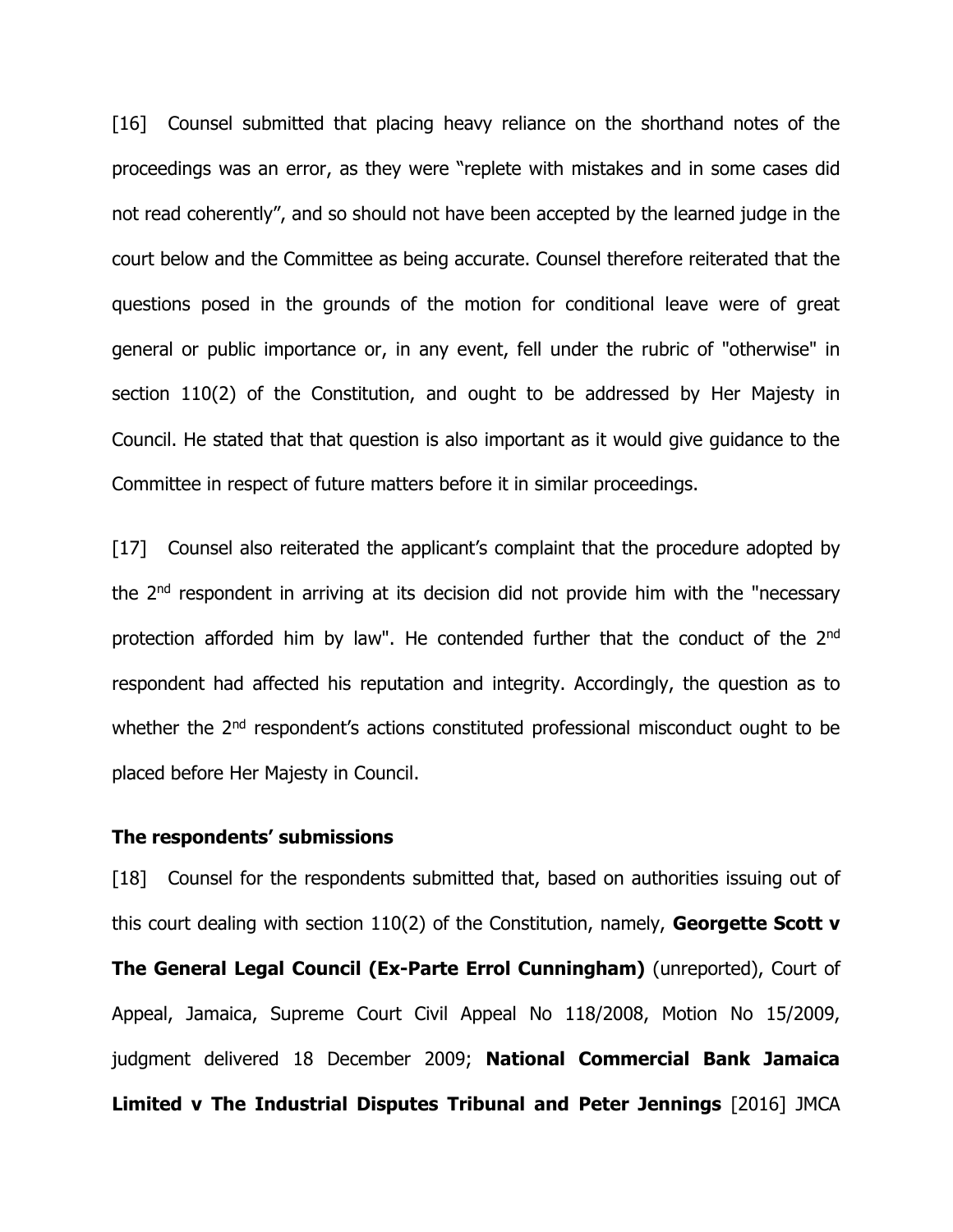[16] Counsel submitted that placing heavy reliance on the shorthand notes of the proceedings was an error, as they were "replete with mistakes and in some cases did not read coherently", and so should not have been accepted by the learned judge in the court below and the Committee as being accurate. Counsel therefore reiterated that the questions posed in the grounds of the motion for conditional leave were of great general or public importance or, in any event, fell under the rubric of "otherwise" in section 110(2) of the Constitution, and ought to be addressed by Her Majesty in Council. He stated that that question is also important as it would give guidance to the Committee in respect of future matters before it in similar proceedings.

[17] Counsel also reiterated the applicant's complaint that the procedure adopted by the 2nd respondent in arriving at its decision did not provide him with the "necessary protection afforded him by law". He contended further that the conduct of the 2nd respondent had affected his reputation and integrity. Accordingly, the question as to whether the 2nd respondent's actions constituted professional misconduct ought to be placed before Her Majesty in Council.

**The respondents' submissions**

[18] Counsel for the respondents submitted that, based on authorities issuing out of this court dealing with section 110(2) of the Constitution, namely, **Georgette Scott v The General Legal Council (Ex-Parte Errol Cunningham)** (unreported), Court of Appeal, Jamaica, Supreme Court Civil Appeal No 118/2008, Motion No 15/2009, judgment delivered 18 December 2009; **National Commercial Bank Jamaica Limited v The Industrial Disputes Tribunal and Peter Jennings** [2016] JMCA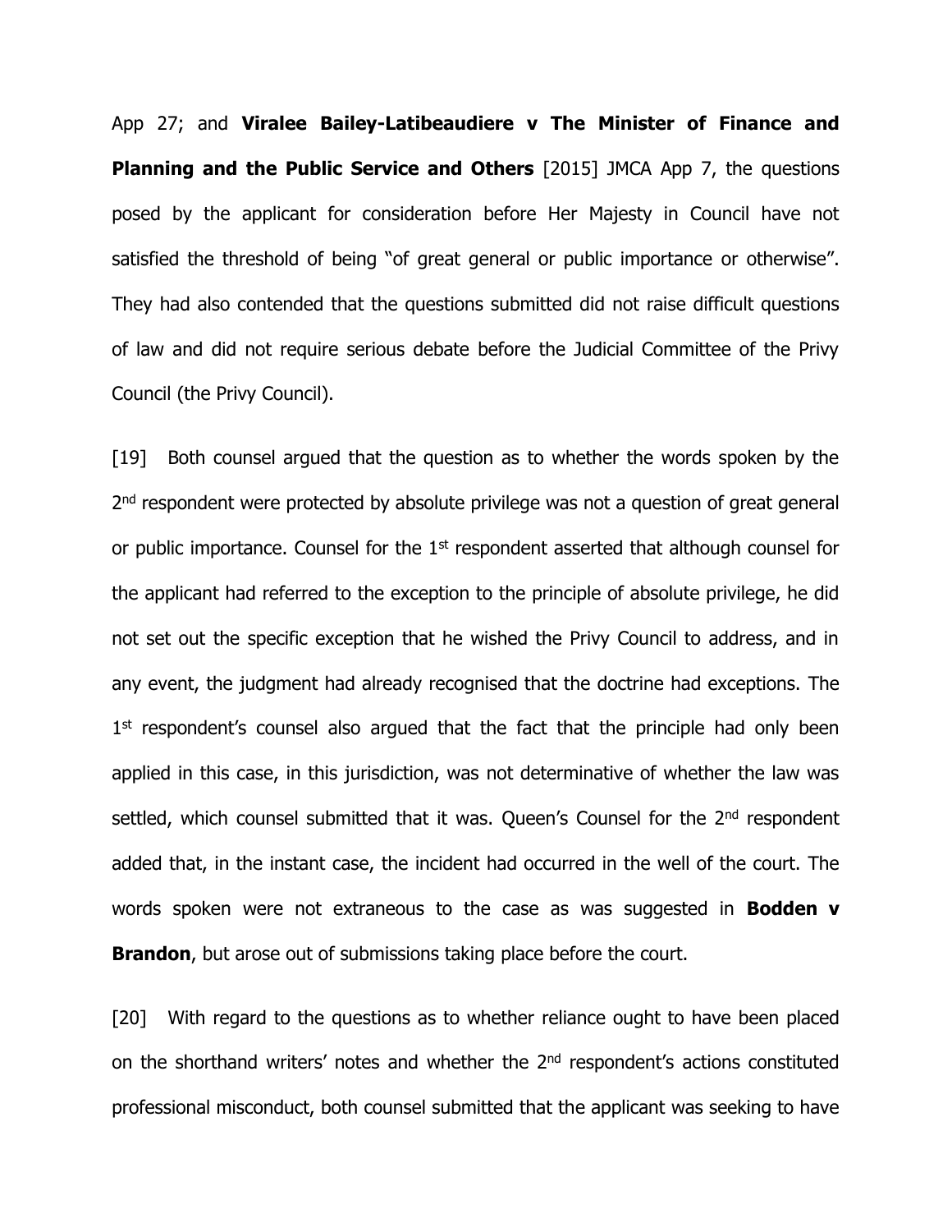App 27; and **Viralee Bailey-Latibeaudiere v The Minister of Finance and Planning and the Public Service and Others** [2015] JMCA App 7, the questions posed by the applicant for consideration before Her Majesty in Council have not satisfied the threshold of being "of great general or public importance or otherwise". They had also contended that the questions submitted did not raise difficult questions of law and did not require serious debate before the Judicial Committee of the Privy Council (the Privy Council).

[19] Both counsel argued that the question as to whether the words spoken by the 2nd respondent were protected by absolute privilege was not a question of great general or public importance. Counsel for the 1st respondent asserted that although counsel for the applicant had referred to the exception to the principle of absolute privilege, he did not set out the specific exception that he wished the Privy Council to address, and in any event, the judgment had already recognised that the doctrine had exceptions. The 1st respondent's counsel also argued that the fact that the principle had only been applied in this case, in this jurisdiction, was not determinative of whether the law was settled, which counsel submitted that it was. Queen's Counsel for the 2nd respondent added that, in the instant case, the incident had occurred in the well of the court. The words spoken were not extraneous to the case as was suggested in **Bodden v Brandon**, but arose out of submissions taking place before the court.

[20] With regard to the questions as to whether reliance ought to have been placed on the shorthand writers' notes and whether the 2nd respondent's actions constituted professional misconduct, both counsel submitted that the applicant was seeking to have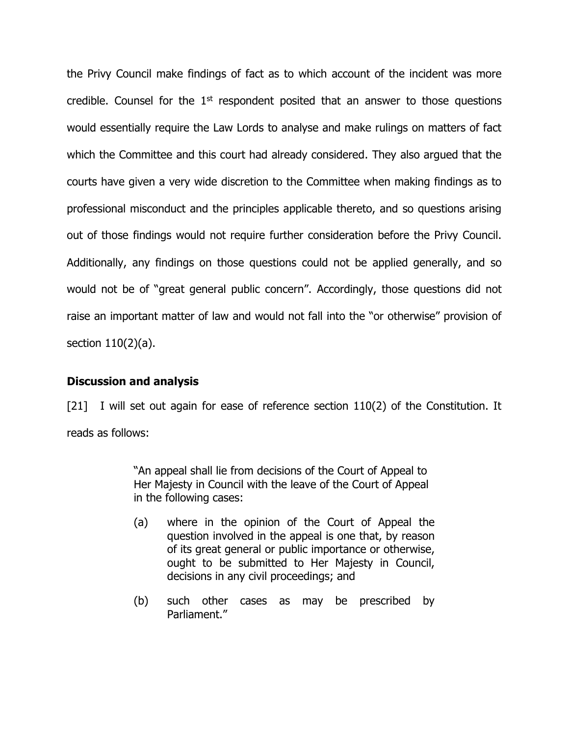the Privy Council make findings of fact as to which account of the incident was more credible. Counsel for the 1st respondent posited that an answer to those questions would essentially require the Law Lords to analyse and make rulings on matters of fact which the Committee and this court had already considered. They also argued that the courts have given a very wide discretion to the Committee when making findings as to professional misconduct and the principles applicable thereto, and so questions arising out of those findings would not require further consideration before the Privy Council. Additionally, any findings on those questions could not be applied generally, and so would not be of "great general public concern". Accordingly, those questions did not raise an important matter of law and would not fall into the "or otherwise" provision of section 110(2)(a).

## Discussion and analysis

[21] I will set out again for ease of reference section 110(2) of the Constitution. It reads as follows:

> "An appeal shall lie from decisions of the Court of Appeal to Her Majesty in Council with the leave of the Court of Appeal in the following cases:
>
> (a) where in the opinion of the Court of Appeal the question involved in the appeal is one that, by reason of its great general or public importance or otherwise, ought to be submitted to Her Majesty in Council, decisions in any civil proceedings; and
>
> (b) such other cases as may be prescribed by Parliament."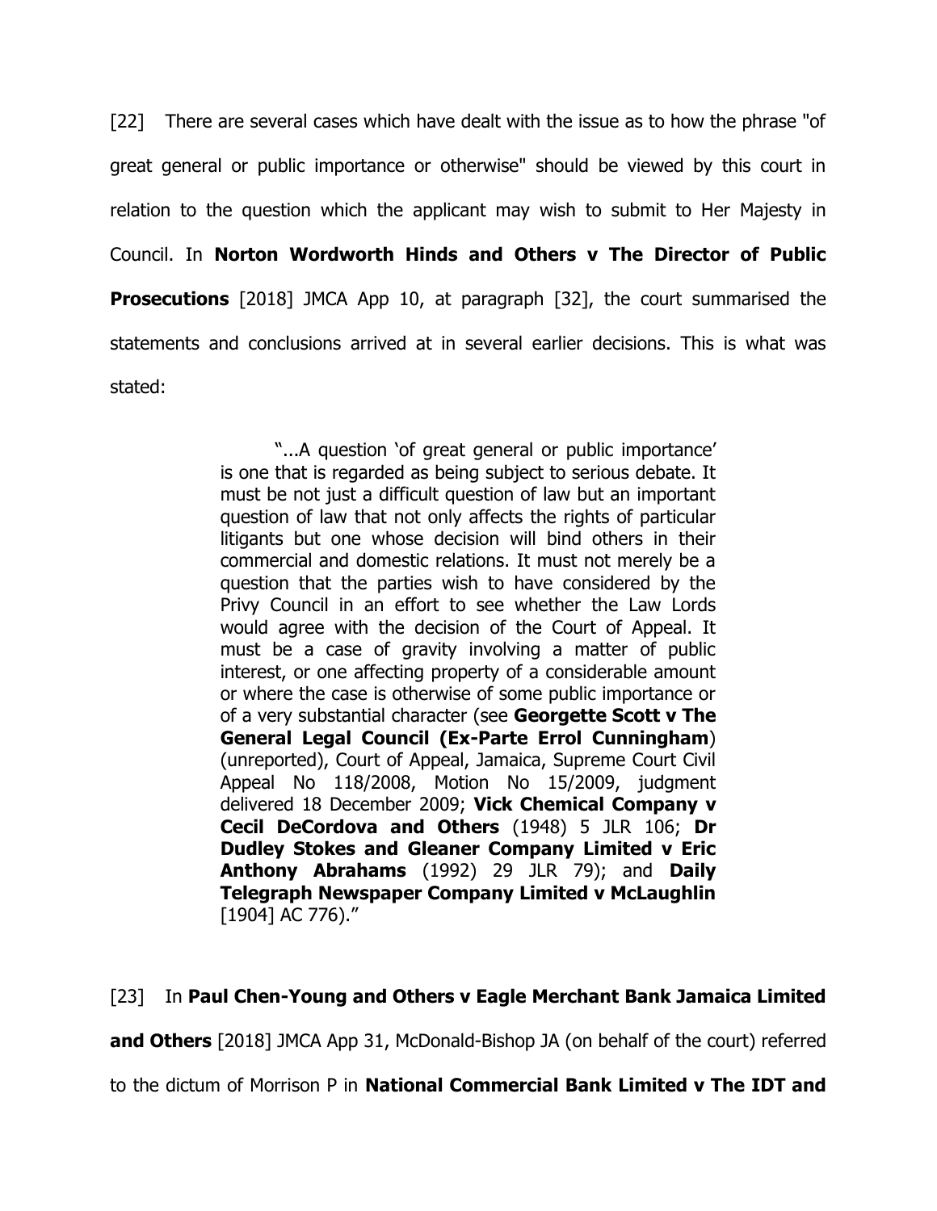[22] There are several cases which have dealt with the issue as to how the phrase "of great general or public importance or otherwise" should be viewed by this court in relation to the question which the applicant may wish to submit to Her Majesty in Council. In **Norton Wordworth Hinds and Others v The Director of Public Prosecutions** [2018] JMCA App 10, at paragraph [32], the court summarised the statements and conclusions arrived at in several earlier decisions. This is what was stated:

> "...A question 'of great general or public importance' is one that is regarded as being subject to serious debate. It must be not just a difficult question of law but an important question of law that not only affects the rights of particular litigants but one whose decision will bind others in their commercial and domestic relations. It must not merely be a question that the parties wish to have considered by the Privy Council in an effort to see whether the Law Lords would agree with the decision of the Court of Appeal. It must be a case of gravity involving a matter of public interest, or one affecting property of a considerable amount or where the case is otherwise of some public importance or of a very substantial character (see **Georgette Scott v The General Legal Council (Ex-Parte Errol Cunningham**) (unreported), Court of Appeal, Jamaica, Supreme Court Civil Appeal No 118/2008, Motion No 15/2009, judgment delivered 18 December 2009; **Vick Chemical Company v Cecil DeCordova and Others** (1948) 5 JLR 106; **Dr Dudley Stokes and Gleaner Company Limited v Eric Anthony Abrahams** (1992) 29 JLR 79); and **Daily Telegraph Newspaper Company Limited v McLaughlin** [1904] AC 776)."

[23] In **Paul Chen-Young and Others v Eagle Merchant Bank Jamaica Limited and Others** [2018] JMCA App 31, McDonald-Bishop JA (on behalf of the court) referred to the dictum of Morrison P in **National Commercial Bank Limited v The IDT and**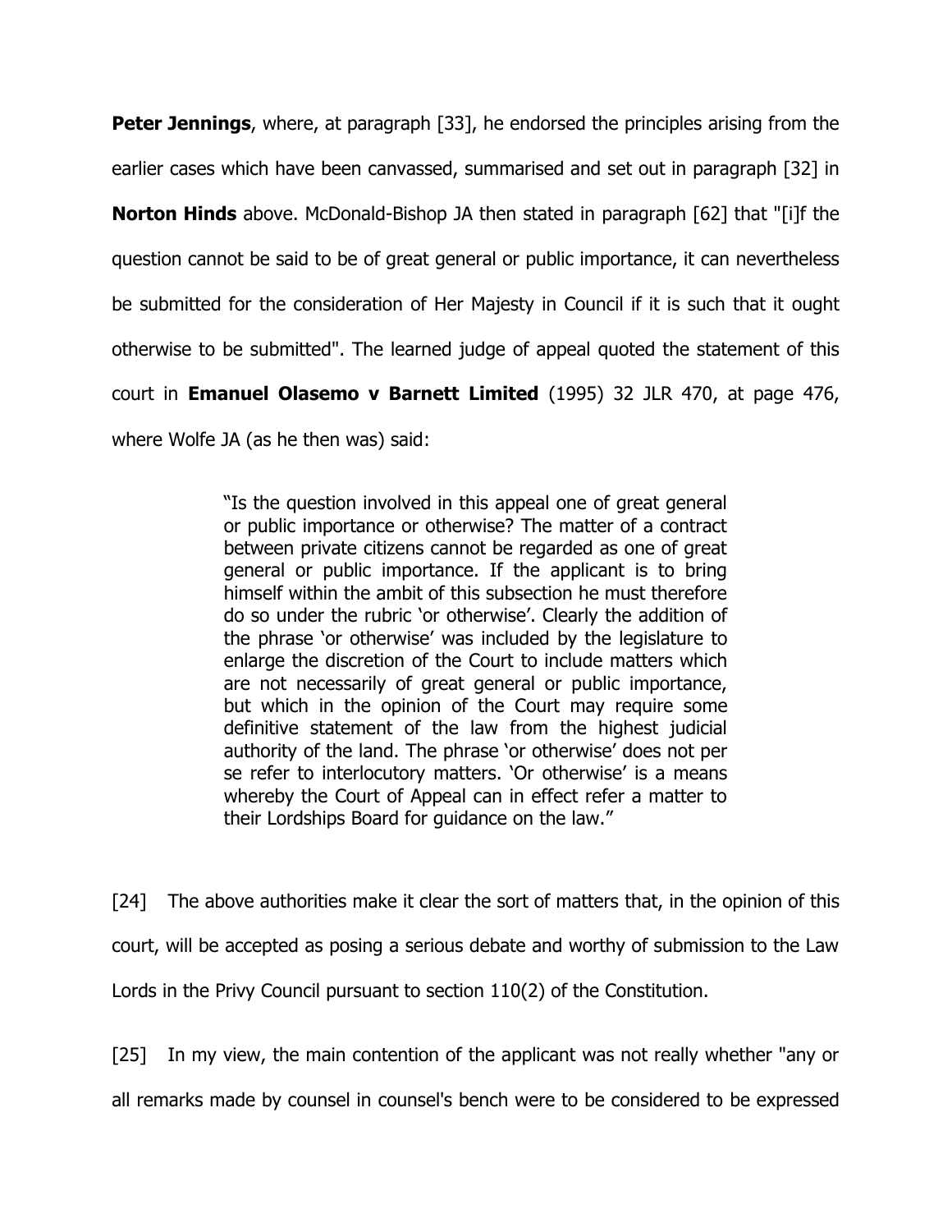**Peter Jennings**, where, at paragraph [33], he endorsed the principles arising from the earlier cases which have been canvassed, summarised and set out in paragraph [32] in **Norton Hinds** above. McDonald-Bishop JA then stated in paragraph [62] that "[i]f the question cannot be said to be of great general or public importance, it can nevertheless be submitted for the consideration of Her Majesty in Council if it is such that it ought otherwise to be submitted". The learned judge of appeal quoted the statement of this court in **Emanuel Olasemo v Barnett Limited** (1995) 32 JLR 470, at page 476, where Wolfe JA (as he then was) said:

> "Is the question involved in this appeal one of great general or public importance or otherwise? The matter of a contract between private citizens cannot be regarded as one of great general or public importance. If the applicant is to bring himself within the ambit of this subsection he must therefore do so under the rubric 'or otherwise'. Clearly the addition of the phrase 'or otherwise' was included by the legislature to enlarge the discretion of the Court to include matters which are not necessarily of great general or public importance, but which in the opinion of the Court may require some definitive statement of the law from the highest judicial authority of the land. The phrase 'or otherwise' does not per se refer to interlocutory matters. 'Or otherwise' is a means whereby the Court of Appeal can in effect refer a matter to their Lordships Board for guidance on the law."

[24] The above authorities make it clear the sort of matters that, in the opinion of this court, will be accepted as posing a serious debate and worthy of submission to the Law Lords in the Privy Council pursuant to section 110(2) of the Constitution.

[25] In my view, the main contention of the applicant was not really whether "any or all remarks made by counsel in counsel's bench were to be considered to be expressed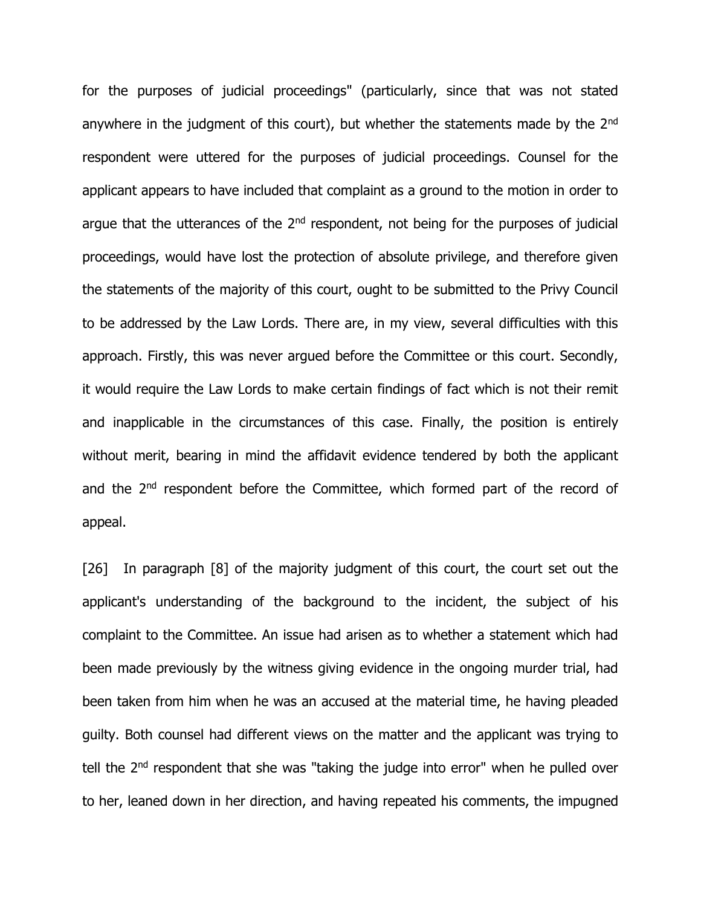for the purposes of judicial proceedings" (particularly, since that was not stated anywhere in the judgment of this court), but whether the statements made by the 2nd respondent were uttered for the purposes of judicial proceedings. Counsel for the applicant appears to have included that complaint as a ground to the motion in order to argue that the utterances of the 2nd respondent, not being for the purposes of judicial proceedings, would have lost the protection of absolute privilege, and therefore given the statements of the majority of this court, ought to be submitted to the Privy Council to be addressed by the Law Lords. There are, in my view, several difficulties with this approach. Firstly, this was never argued before the Committee or this court. Secondly, it would require the Law Lords to make certain findings of fact which is not their remit and inapplicable in the circumstances of this case. Finally, the position is entirely without merit, bearing in mind the affidavit evidence tendered by both the applicant and the 2nd respondent before the Committee, which formed part of the record of appeal.

[26] In paragraph [8] of the majority judgment of this court, the court set out the applicant's understanding of the background to the incident, the subject of his complaint to the Committee. An issue had arisen as to whether a statement which had been made previously by the witness giving evidence in the ongoing murder trial, had been taken from him when he was an accused at the material time, he having pleaded guilty. Both counsel had different views on the matter and the applicant was trying to tell the 2nd respondent that she was "taking the judge into error" when he pulled over to her, leaned down in her direction, and having repeated his comments, the impugned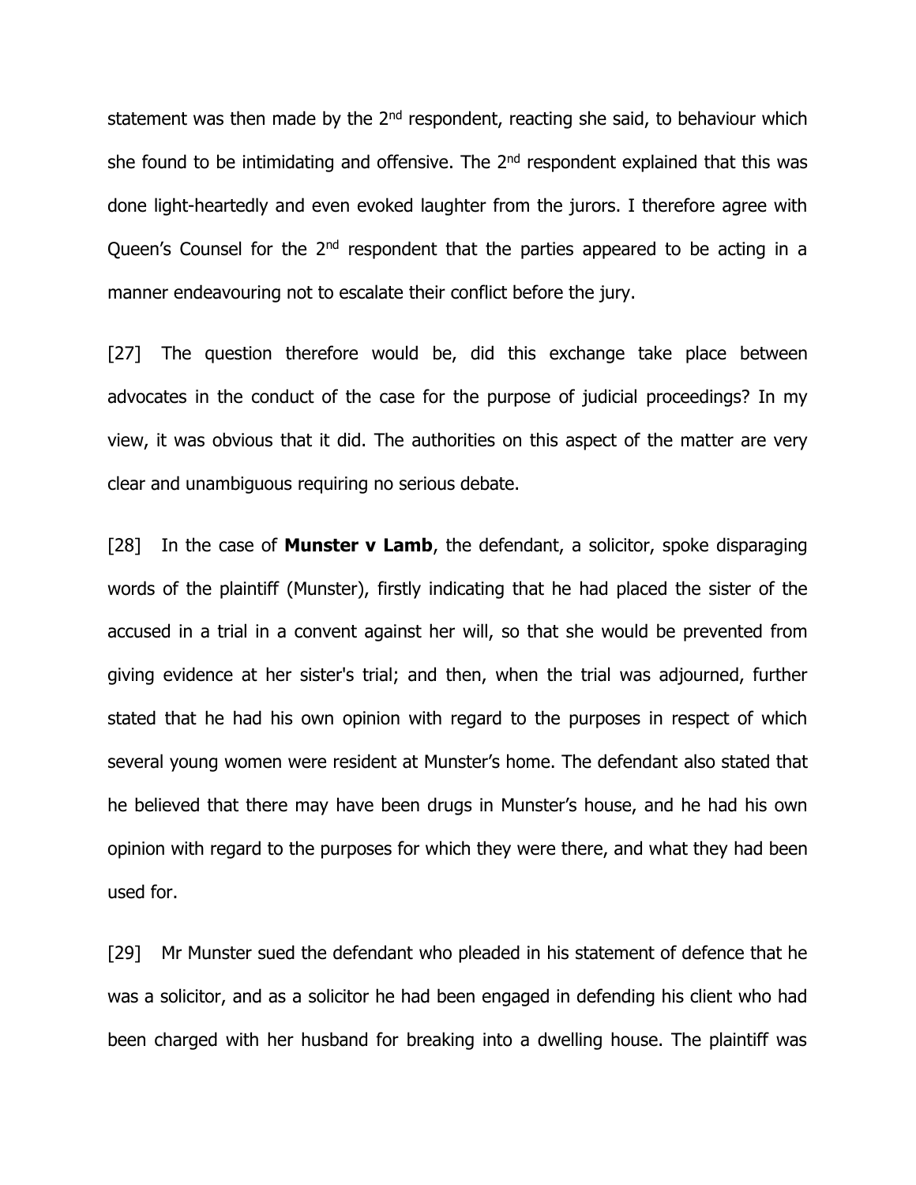statement was then made by the 2nd respondent, reacting she said, to behaviour which she found to be intimidating and offensive. The 2nd respondent explained that this was done light-heartedly and even evoked laughter from the jurors. I therefore agree with Queen's Counsel for the 2nd respondent that the parties appeared to be acting in a manner endeavouring not to escalate their conflict before the jury.

[27] The question therefore would be, did this exchange take place between advocates in the conduct of the case for the purpose of judicial proceedings? In my view, it was obvious that it did. The authorities on this aspect of the matter are very clear and unambiguous requiring no serious debate.

[28] In the case of **Munster v Lamb**, the defendant, a solicitor, spoke disparaging words of the plaintiff (Munster), firstly indicating that he had placed the sister of the accused in a trial in a convent against her will, so that she would be prevented from giving evidence at her sister's trial; and then, when the trial was adjourned, further stated that he had his own opinion with regard to the purposes in respect of which several young women were resident at Munster's home. The defendant also stated that he believed that there may have been drugs in Munster's house, and he had his own opinion with regard to the purposes for which they were there, and what they had been used for.

[29] Mr Munster sued the defendant who pleaded in his statement of defence that he was a solicitor, and as a solicitor he had been engaged in defending his client who had been charged with her husband for breaking into a dwelling house. The plaintiff was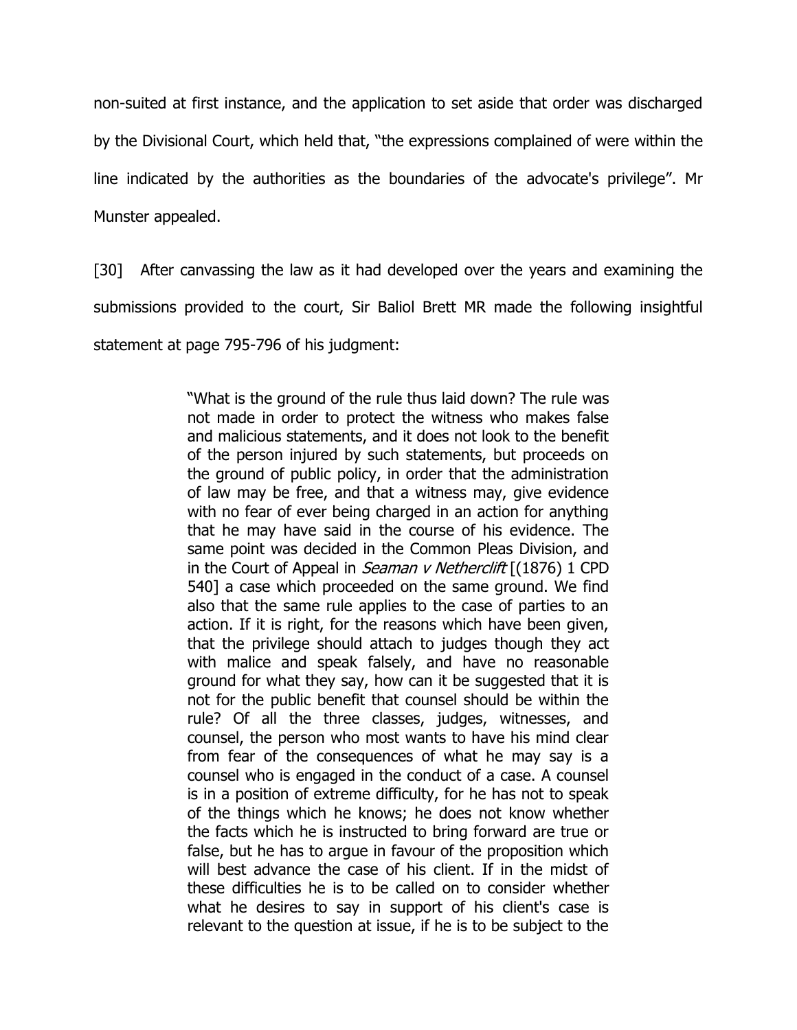non-suited at first instance, and the application to set aside that order was discharged by the Divisional Court, which held that, "the expressions complained of were within the line indicated by the authorities as the boundaries of the advocate's privilege". Mr Munster appealed.

[30] After canvassing the law as it had developed over the years and examining the submissions provided to the court, Sir Baliol Brett MR made the following insightful statement at page 795-796 of his judgment:

> "What is the ground of the rule thus laid down? The rule was not made in order to protect the witness who makes false and malicious statements, and it does not look to the benefit of the person injured by such statements, but proceeds on the ground of public policy, in order that the administration of law may be free, and that a witness may, give evidence with no fear of ever being charged in an action for anything that he may have said in the course of his evidence. The same point was decided in the Common Pleas Division, and in the Court of Appeal in *Seaman v Netherclift* [(1876) 1 CPD 540] a case which proceeded on the same ground. We find also that the same rule applies to the case of parties to an action. If it is right, for the reasons which have been given, that the privilege should attach to judges though they act with malice and speak falsely, and have no reasonable ground for what they say, how can it be suggested that it is not for the public benefit that counsel should be within the rule? Of all the three classes, judges, witnesses, and counsel, the person who most wants to have his mind clear from fear of the consequences of what he may say is a counsel who is engaged in the conduct of a case. A counsel is in a position of extreme difficulty, for he has not to speak of the things which he knows; he does not know whether the facts which he is instructed to bring forward are true or false, but he has to argue in favour of the proposition which will best advance the case of his client. If in the midst of these difficulties he is to be called on to consider whether what he desires to say in support of his client's case is relevant to the question at issue, if he is to be subject to the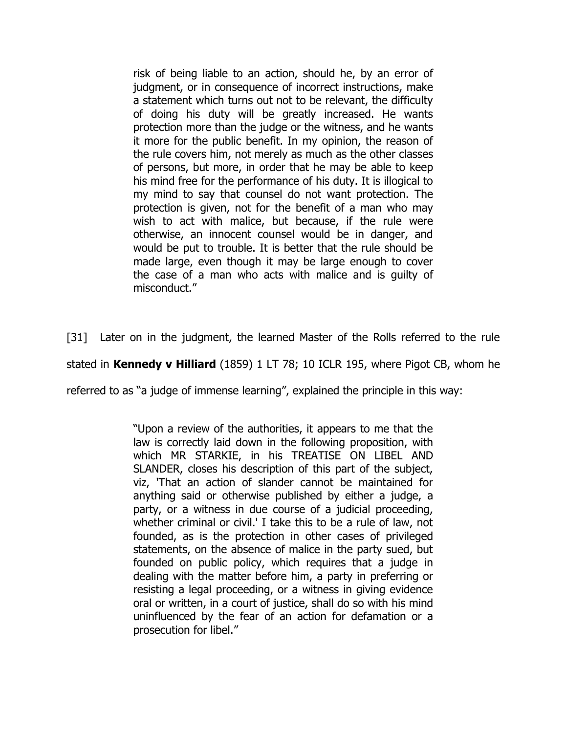> risk of being liable to an action, should he, by an error of judgment, or in consequence of incorrect instructions, make a statement which turns out not to be relevant, the difficulty of doing his duty will be greatly increased. He wants protection more than the judge or the witness, and he wants it more for the public benefit. In my opinion, the reason of the rule covers him, not merely as much as the other classes of persons, but more, in order that he may be able to keep his mind free for the performance of his duty. It is illogical to my mind to say that counsel do not want protection. The protection is given, not for the benefit of a man who may wish to act with malice, but because, if the rule were otherwise, an innocent counsel would be in danger, and would be put to trouble. It is better that the rule should be made large, even though it may be large enough to cover the case of a man who acts with malice and is guilty of misconduct."

[31] Later on in the judgment, the learned Master of the Rolls referred to the rule stated in **Kennedy v Hilliard** (1859) 1 LT 78; 10 ICLR 195, where Pigot CB, whom he referred to as "a judge of immense learning", explained the principle in this way:

> "Upon a review of the authorities, it appears to me that the law is correctly laid down in the following proposition, with which MR STARKIE, in his TREATISE ON LIBEL AND SLANDER, closes his description of this part of the subject, viz, 'That an action of slander cannot be maintained for anything said or otherwise published by either a judge, a party, or a witness in due course of a judicial proceeding, whether criminal or civil.' I take this to be a rule of law, not founded, as is the protection in other cases of privileged statements, on the absence of malice in the party sued, but founded on public policy, which requires that a judge in dealing with the matter before him, a party in preferring or resisting a legal proceeding, or a witness in giving evidence oral or written, in a court of justice, shall do so with his mind uninfluenced by the fear of an action for defamation or a prosecution for libel."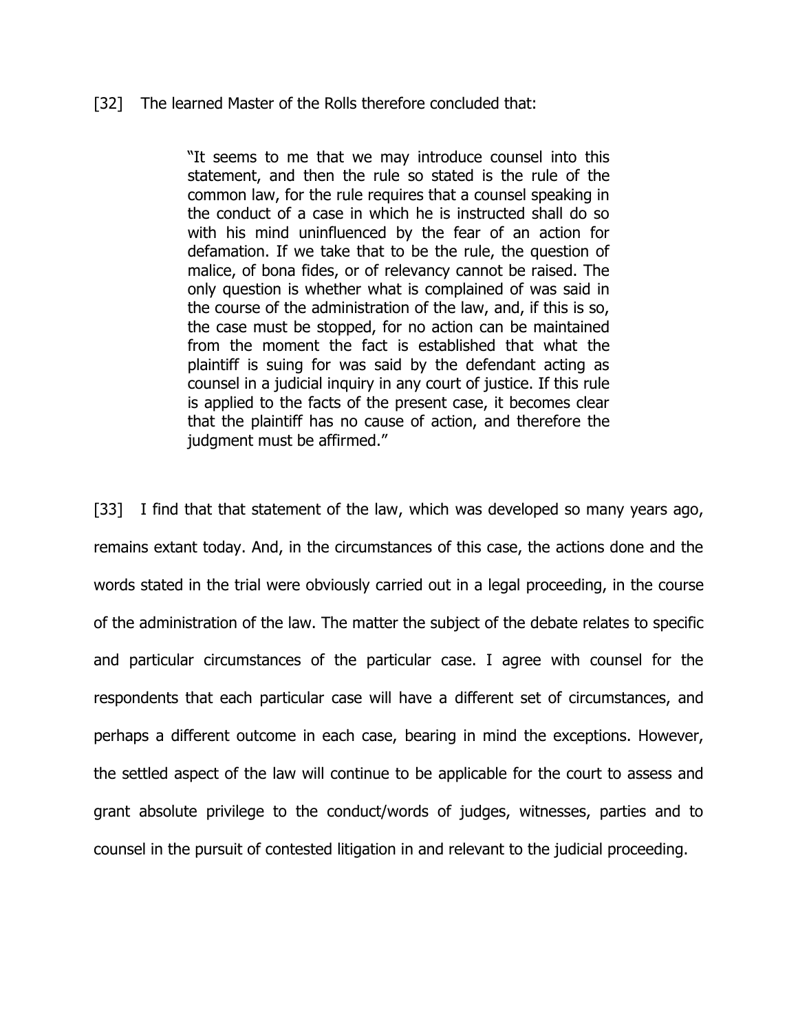[32] The learned Master of the Rolls therefore concluded that:

> "It seems to me that we may introduce counsel into this statement, and then the rule so stated is the rule of the common law, for the rule requires that a counsel speaking in the conduct of a case in which he is instructed shall do so with his mind uninfluenced by the fear of an action for defamation. If we take that to be the rule, the question of malice, of bona fides, or of relevancy cannot be raised. The only question is whether what is complained of was said in the course of the administration of the law, and, if this is so, the case must be stopped, for no action can be maintained from the moment the fact is established that what the plaintiff is suing for was said by the defendant acting as counsel in a judicial inquiry in any court of justice. If this rule is applied to the facts of the present case, it becomes clear that the plaintiff has no cause of action, and therefore the judgment must be affirmed."

[33] I find that that statement of the law, which was developed so many years ago, remains extant today. And, in the circumstances of this case, the actions done and the words stated in the trial were obviously carried out in a legal proceeding, in the course of the administration of the law. The matter the subject of the debate relates to specific and particular circumstances of the particular case. I agree with counsel for the respondents that each particular case will have a different set of circumstances, and perhaps a different outcome in each case, bearing in mind the exceptions. However, the settled aspect of the law will continue to be applicable for the court to assess and grant absolute privilege to the conduct/words of judges, witnesses, parties and to counsel in the pursuit of contested litigation in and relevant to the judicial proceeding.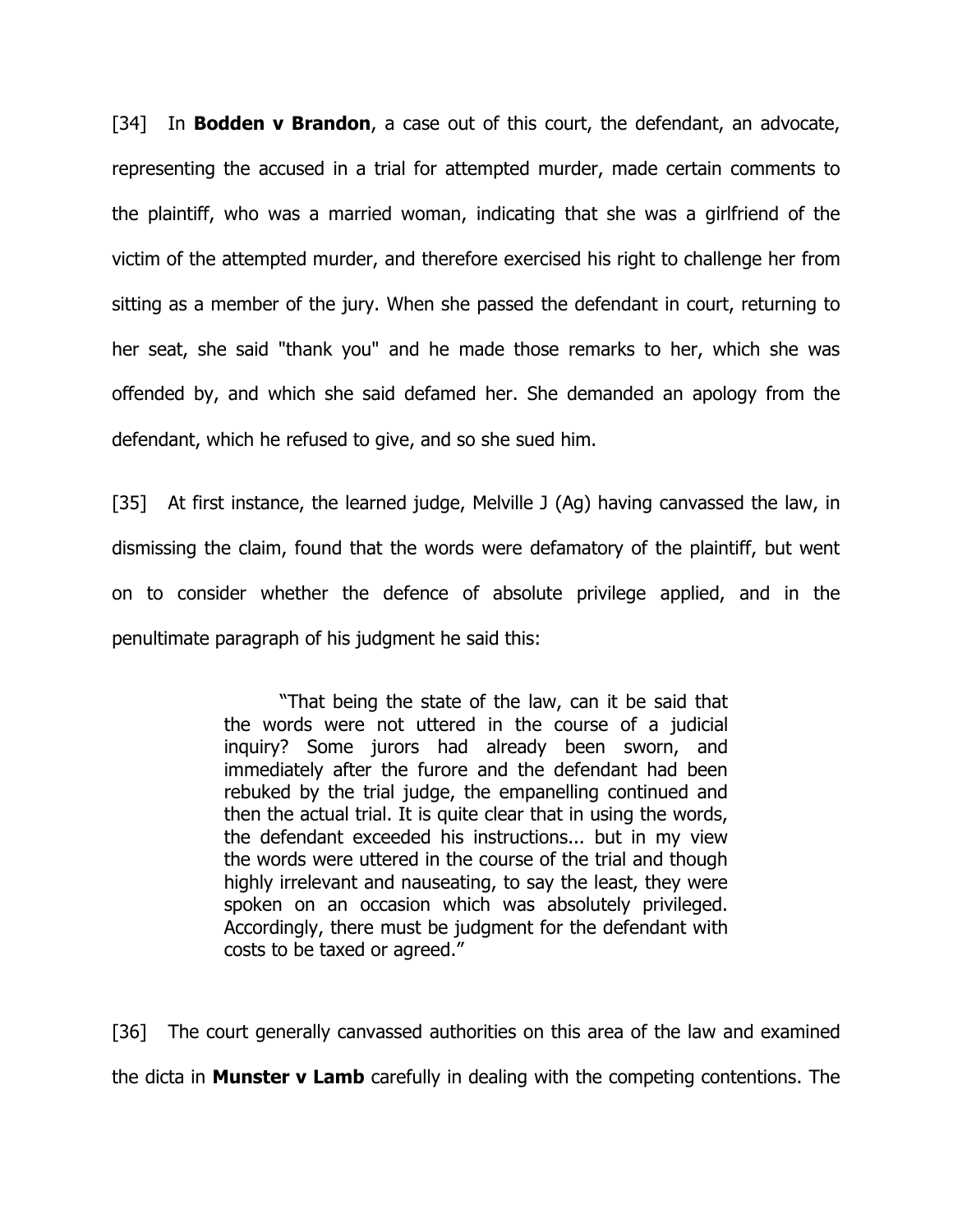[34] In **Bodden v Brandon**, a case out of this court, the defendant, an advocate, representing the accused in a trial for attempted murder, made certain comments to the plaintiff, who was a married woman, indicating that she was a girlfriend of the victim of the attempted murder, and therefore exercised his right to challenge her from sitting as a member of the jury. When she passed the defendant in court, returning to her seat, she said "thank you" and he made those remarks to her, which she was offended by, and which she said defamed her. She demanded an apology from the defendant, which he refused to give, and so she sued him.

[35] At first instance, the learned judge, Melville J (Ag) having canvassed the law, in dismissing the claim, found that the words were defamatory of the plaintiff, but went on to consider whether the defence of absolute privilege applied, and in the penultimate paragraph of his judgment he said this:

> "That being the state of the law, can it be said that the words were not uttered in the course of a judicial inquiry? Some jurors had already been sworn, and immediately after the furore and the defendant had been rebuked by the trial judge, the empanelling continued and then the actual trial. It is quite clear that in using the words, the defendant exceeded his instructions... but in my view the words were uttered in the course of the trial and though highly irrelevant and nauseating, to say the least, they were spoken on an occasion which was absolutely privileged. Accordingly, there must be judgment for the defendant with costs to be taxed or agreed."

[36] The court generally canvassed authorities on this area of the law and examined the dicta in **Munster v Lamb** carefully in dealing with the competing contentions. The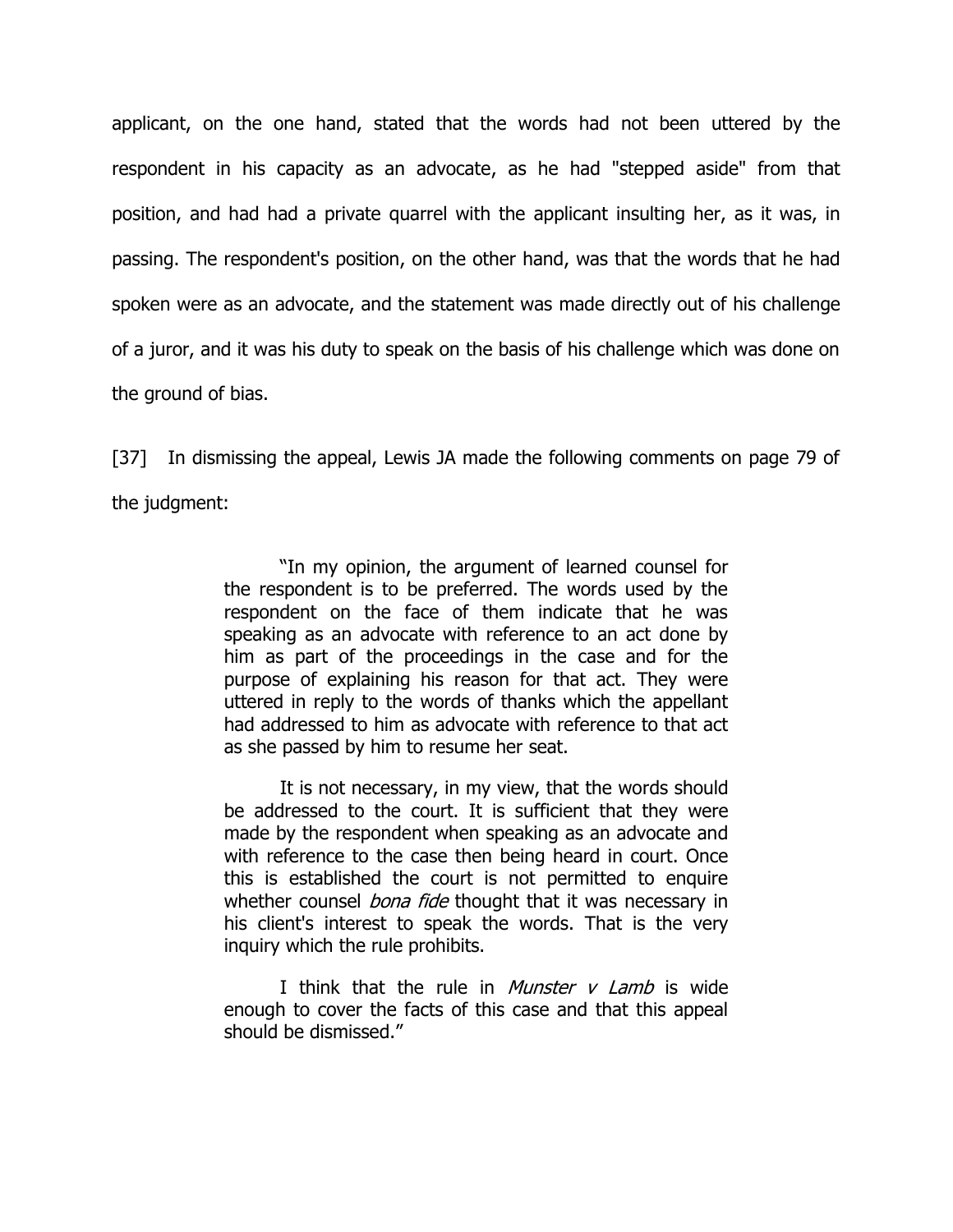applicant, on the one hand, stated that the words had not been uttered by the respondent in his capacity as an advocate, as he had "stepped aside" from that position, and had had a private quarrel with the applicant insulting her, as it was, in passing. The respondent's position, on the other hand, was that the words that he had spoken were as an advocate, and the statement was made directly out of his challenge of a juror, and it was his duty to speak on the basis of his challenge which was done on the ground of bias.

[37] In dismissing the appeal, Lewis JA made the following comments on page 79 of the judgment:

> "In my opinion, the argument of learned counsel for the respondent is to be preferred. The words used by the respondent on the face of them indicate that he was speaking as an advocate with reference to an act done by him as part of the proceedings in the case and for the purpose of explaining his reason for that act. They were uttered in reply to the words of thanks which the appellant had addressed to him as advocate with reference to that act as she passed by him to resume her seat.
>
> It is not necessary, in my view, that the words should be addressed to the court. It is sufficient that they were made by the respondent when speaking as an advocate and with reference to the case then being heard in court. Once this is established the court is not permitted to enquire whether counsel *bona fide* thought that it was necessary in his client's interest to speak the words. That is the very inquiry which the rule prohibits.
>
> I think that the rule in *Munster v Lamb* is wide enough to cover the facts of this case and that this appeal should be dismissed."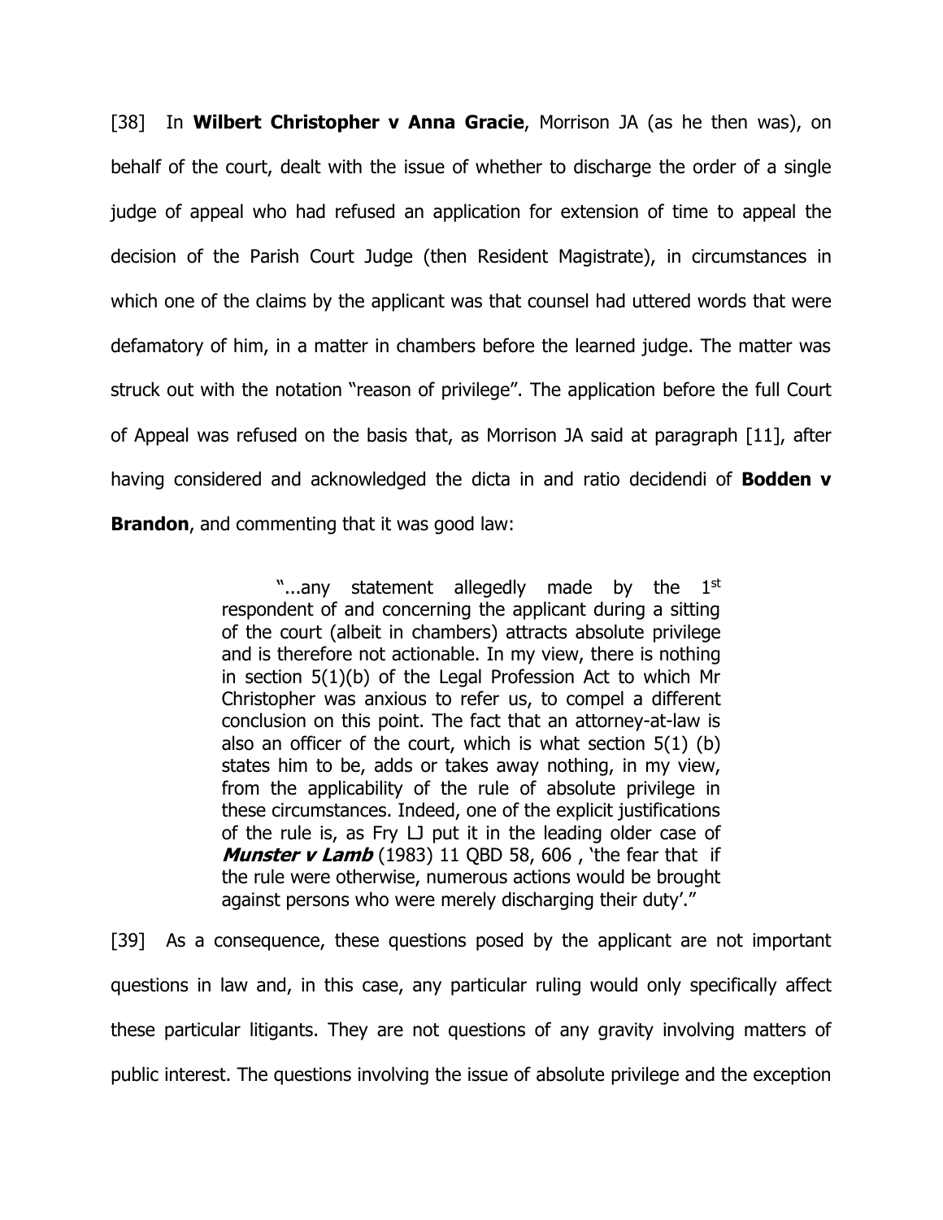[38] In **Wilbert Christopher v Anna Gracie**, Morrison JA (as he then was), on behalf of the court, dealt with the issue of whether to discharge the order of a single judge of appeal who had refused an application for extension of time to appeal the decision of the Parish Court Judge (then Resident Magistrate), in circumstances in which one of the claims by the applicant was that counsel had uttered words that were defamatory of him, in a matter in chambers before the learned judge. The matter was struck out with the notation "reason of privilege". The application before the full Court of Appeal was refused on the basis that, as Morrison JA said at paragraph [11], after having considered and acknowledged the dicta in and ratio decidendi of **Bodden v Brandon**, and commenting that it was good law:

> "...any statement allegedly made by the 1st respondent of and concerning the applicant during a sitting of the court (albeit in chambers) attracts absolute privilege and is therefore not actionable. In my view, there is nothing in section 5(1)(b) of the Legal Profession Act to which Mr Christopher was anxious to refer us, to compel a different conclusion on this point. The fact that an attorney-at-law is also an officer of the court, which is what section 5(1) (b) states him to be, adds or takes away nothing, in my view, from the applicability of the rule of absolute privilege in these circumstances. Indeed, one of the explicit justifications of the rule is, as Fry LJ put it in the leading older case of ***Munster v Lamb*** (1983) 11 QBD 58, 606 , 'the fear that if the rule were otherwise, numerous actions would be brought against persons who were merely discharging their duty'."

[39] As a consequence, these questions posed by the applicant are not important questions in law and, in this case, any particular ruling would only specifically affect these particular litigants. They are not questions of any gravity involving matters of public interest. The questions involving the issue of absolute privilege and the exception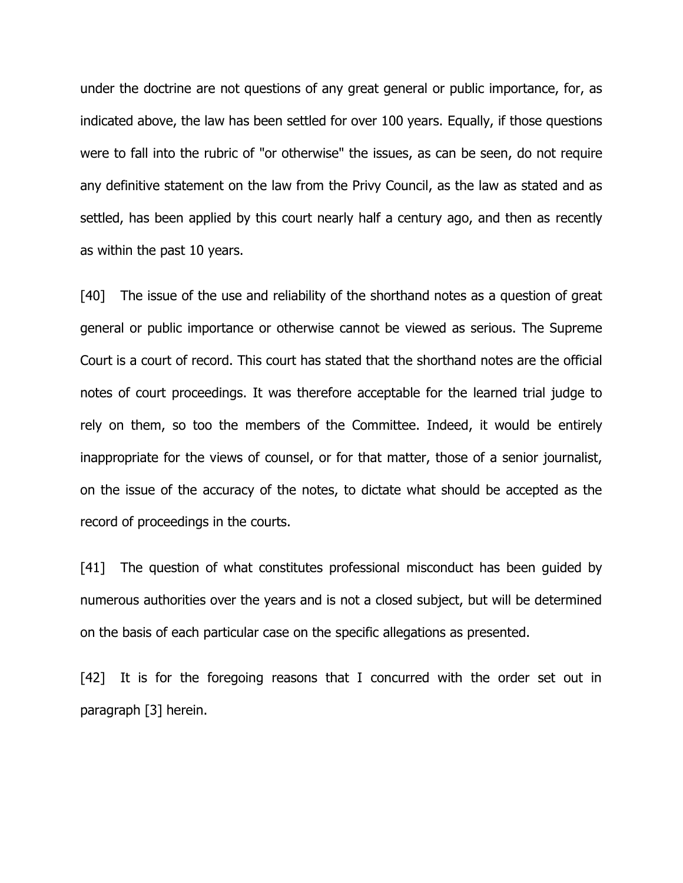under the doctrine are not questions of any great general or public importance, for, as indicated above, the law has been settled for over 100 years. Equally, if those questions were to fall into the rubric of "or otherwise" the issues, as can be seen, do not require any definitive statement on the law from the Privy Council, as the law as stated and as settled, has been applied by this court nearly half a century ago, and then as recently as within the past 10 years.

[40] The issue of the use and reliability of the shorthand notes as a question of great general or public importance or otherwise cannot be viewed as serious. The Supreme Court is a court of record. This court has stated that the shorthand notes are the official notes of court proceedings. It was therefore acceptable for the learned trial judge to rely on them, so too the members of the Committee. Indeed, it would be entirely inappropriate for the views of counsel, or for that matter, those of a senior journalist, on the issue of the accuracy of the notes, to dictate what should be accepted as the record of proceedings in the courts.

[41] The question of what constitutes professional misconduct has been guided by numerous authorities over the years and is not a closed subject, but will be determined on the basis of each particular case on the specific allegations as presented.

[42] It is for the foregoing reasons that I concurred with the order set out in paragraph [3] herein.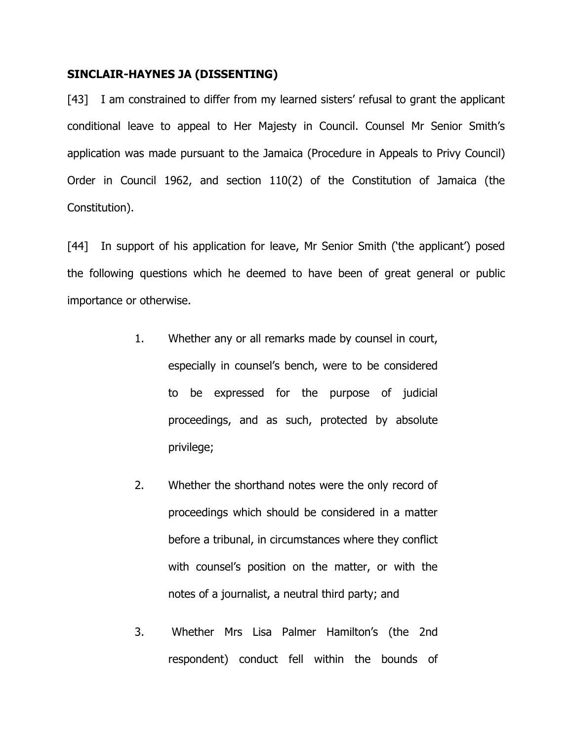**SINCLAIR-HAYNES JA (DISSENTING)**

[43] I am constrained to differ from my learned sisters' refusal to grant the applicant conditional leave to appeal to Her Majesty in Council. Counsel Mr Senior Smith's application was made pursuant to the Jamaica (Procedure in Appeals to Privy Council) Order in Council 1962, and section 110(2) of the Constitution of Jamaica (the Constitution).

[44] In support of his application for leave, Mr Senior Smith ('the applicant') posed the following questions which he deemed to have been of great general or public importance or otherwise.

1. Whether any or all remarks made by counsel in court, especially in counsel's bench, were to be considered to be expressed for the purpose of judicial proceedings, and as such, protected by absolute privilege;

2. Whether the shorthand notes were the only record of proceedings which should be considered in a matter before a tribunal, in circumstances where they conflict with counsel's position on the matter, or with the notes of a journalist, a neutral third party; and

3. Whether Mrs Lisa Palmer Hamilton's (the 2nd respondent) conduct fell within the bounds of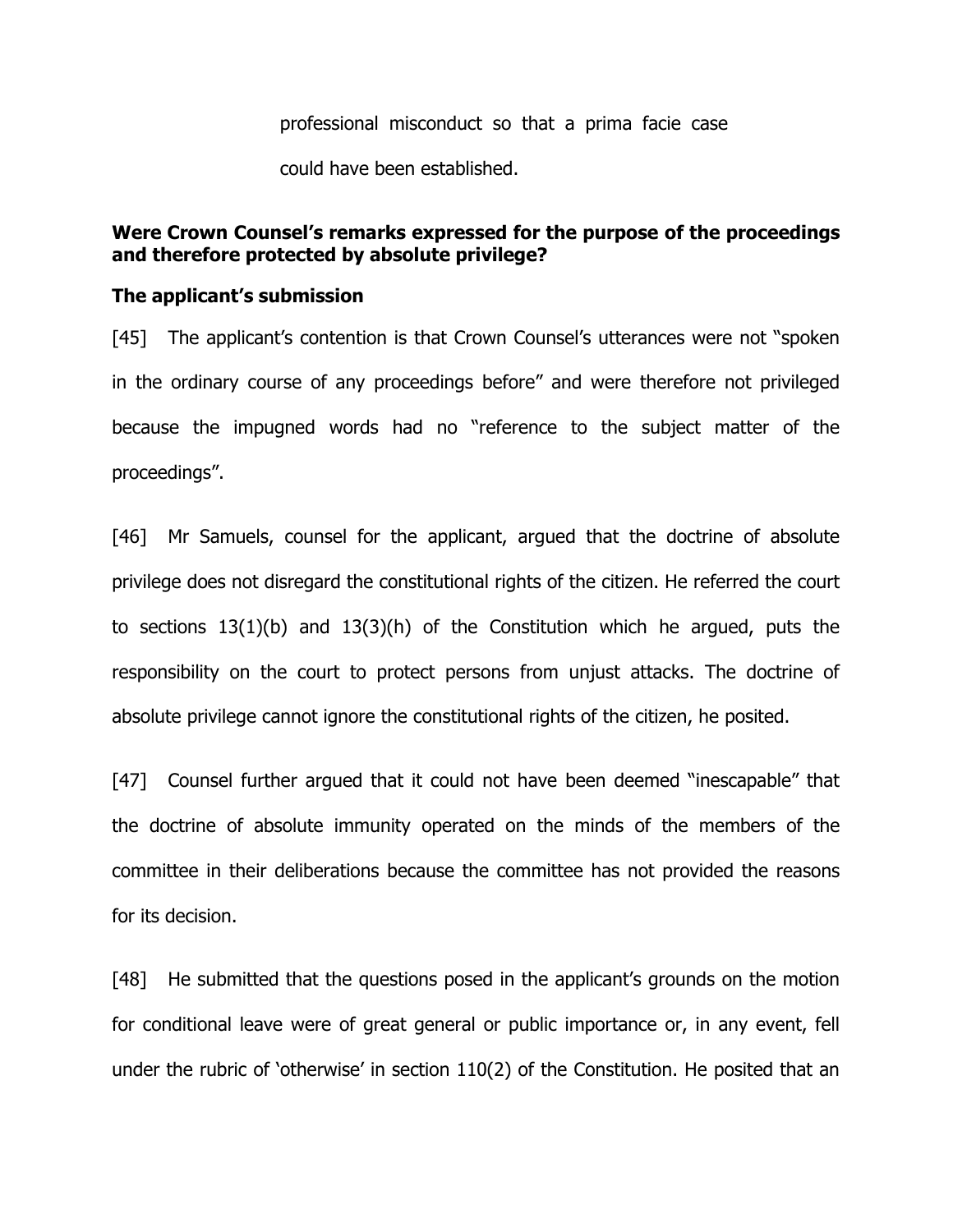professional misconduct so that a prima facie case could have been established.

**Were Crown Counsel's remarks expressed for the purpose of the proceedings and therefore protected by absolute privilege?**

**The applicant's submission**

[45] The applicant's contention is that Crown Counsel's utterances were not "spoken in the ordinary course of any proceedings before" and were therefore not privileged because the impugned words had no "reference to the subject matter of the proceedings".

[46] Mr Samuels, counsel for the applicant, argued that the doctrine of absolute privilege does not disregard the constitutional rights of the citizen. He referred the court to sections 13(1)(b) and 13(3)(h) of the Constitution which he argued, puts the responsibility on the court to protect persons from unjust attacks. The doctrine of absolute privilege cannot ignore the constitutional rights of the citizen, he posited.

[47] Counsel further argued that it could not have been deemed "inescapable" that the doctrine of absolute immunity operated on the minds of the members of the committee in their deliberations because the committee has not provided the reasons for its decision.

[48] He submitted that the questions posed in the applicant's grounds on the motion for conditional leave were of great general or public importance or, in any event, fell under the rubric of 'otherwise' in section 110(2) of the Constitution. He posited that an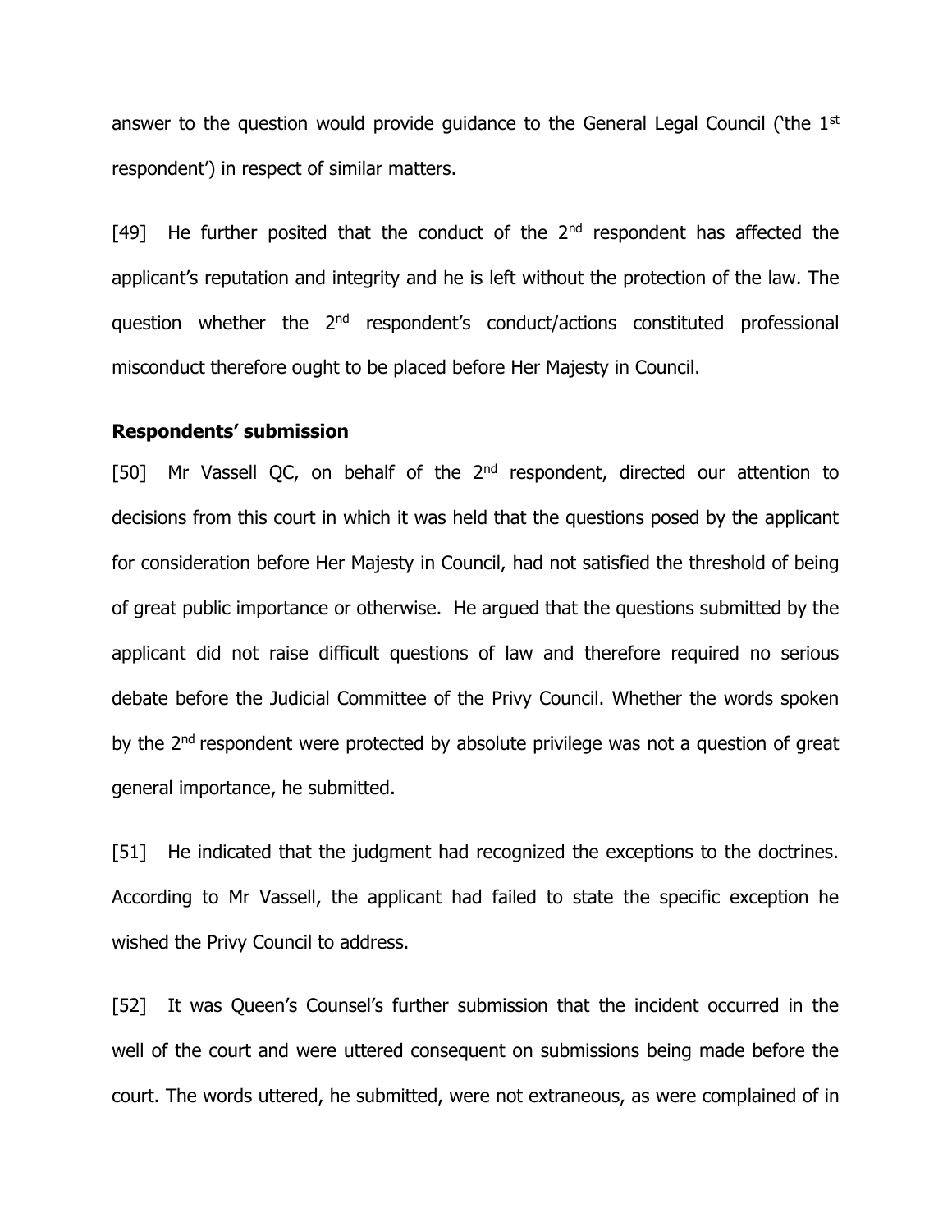answer to the question would provide guidance to the General Legal Council ('the 1st respondent') in respect of similar matters.

[49] He further posited that the conduct of the 2nd respondent has affected the applicant's reputation and integrity and he is left without the protection of the law. The question whether the 2nd respondent's conduct/actions constituted professional misconduct therefore ought to be placed before Her Majesty in Council.

**Respondents' submission**

[50] Mr Vassell QC, on behalf of the 2nd respondent, directed our attention to decisions from this court in which it was held that the questions posed by the applicant for consideration before Her Majesty in Council, had not satisfied the threshold of being of great public importance or otherwise. He argued that the questions submitted by the applicant did not raise difficult questions of law and therefore required no serious debate before the Judicial Committee of the Privy Council. Whether the words spoken by the 2nd respondent were protected by absolute privilege was not a question of great general importance, he submitted.

[51] He indicated that the judgment had recognized the exceptions to the doctrines. According to Mr Vassell, the applicant had failed to state the specific exception he wished the Privy Council to address.

[52] It was Queen's Counsel's further submission that the incident occurred in the well of the court and were uttered consequent on submissions being made before the court. The words uttered, he submitted, were not extraneous, as were complained of in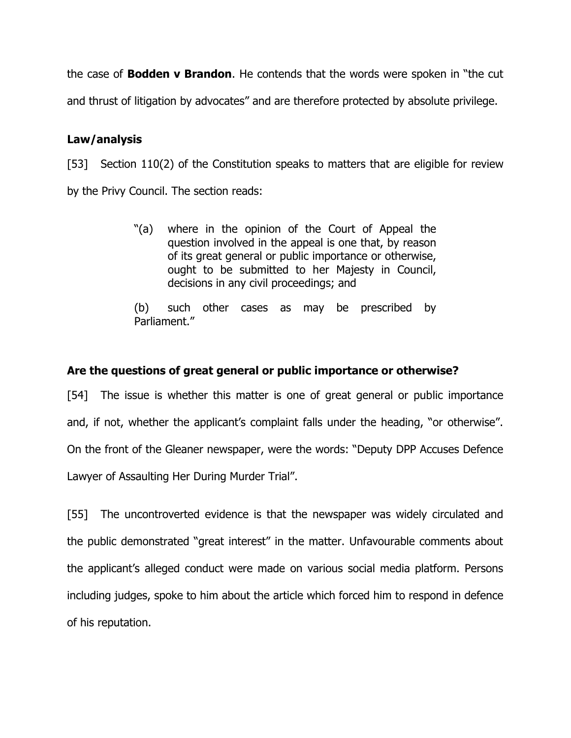the case of **Bodden v Brandon**. He contends that the words were spoken in "the cut and thrust of litigation by advocates" and are therefore protected by absolute privilege.

## Law/analysis

[53] Section 110(2) of the Constitution speaks to matters that are eligible for review by the Privy Council. The section reads:

> "(a) where in the opinion of the Court of Appeal the question involved in the appeal is one that, by reason of its great general or public importance or otherwise, ought to be submitted to her Majesty in Council, decisions in any civil proceedings; and
>
> (b) such other cases as may be prescribed by Parliament."

## Are the questions of great general or public importance or otherwise?

[54] The issue is whether this matter is one of great general or public importance and, if not, whether the applicant's complaint falls under the heading, "or otherwise". On the front of the Gleaner newspaper, were the words: "Deputy DPP Accuses Defence Lawyer of Assaulting Her During Murder Trial".

[55] The uncontroverted evidence is that the newspaper was widely circulated and the public demonstrated "great interest" in the matter. Unfavourable comments about the applicant's alleged conduct were made on various social media platform. Persons including judges, spoke to him about the article which forced him to respond in defence of his reputation.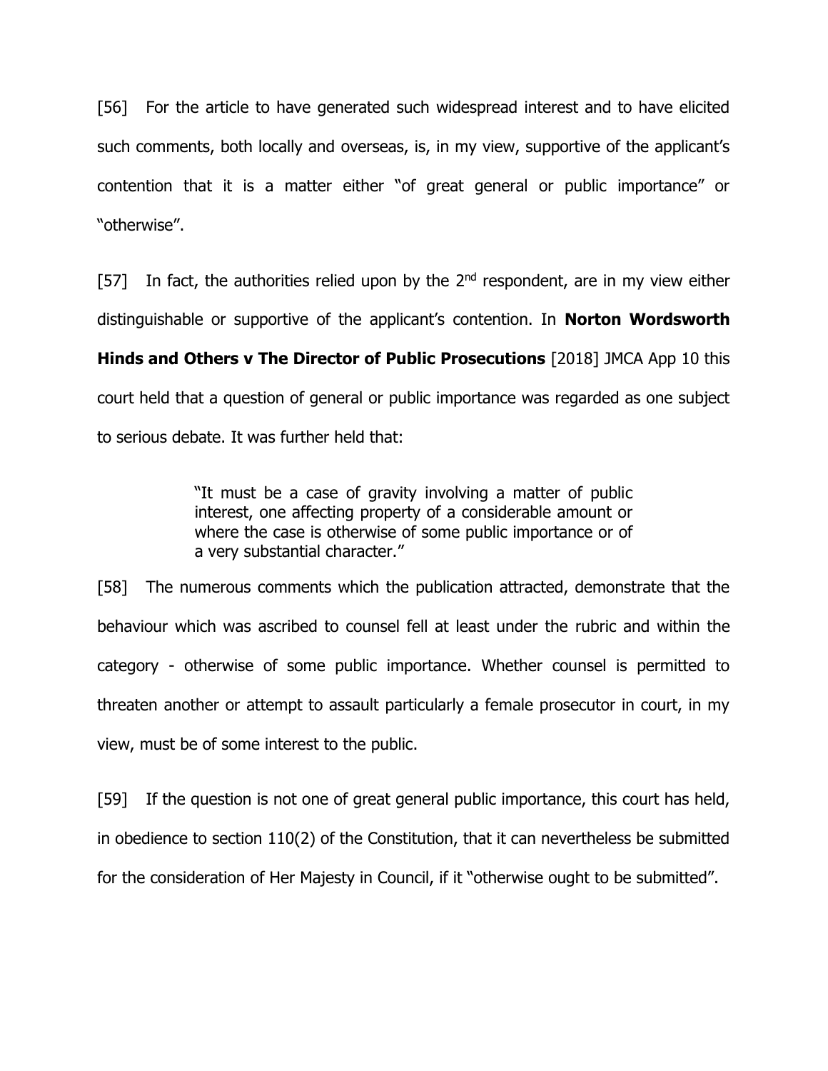[56] For the article to have generated such widespread interest and to have elicited such comments, both locally and overseas, is, in my view, supportive of the applicant's contention that it is a matter either "of great general or public importance" or "otherwise".

[57] In fact, the authorities relied upon by the 2nd respondent, are in my view either distinguishable or supportive of the applicant's contention. In **Norton Wordsworth Hinds and Others v The Director of Public Prosecutions** [2018] JMCA App 10 this court held that a question of general or public importance was regarded as one subject to serious debate. It was further held that:

> "It must be a case of gravity involving a matter of public interest, one affecting property of a considerable amount or where the case is otherwise of some public importance or of a very substantial character."

[58] The numerous comments which the publication attracted, demonstrate that the behaviour which was ascribed to counsel fell at least under the rubric and within the category - otherwise of some public importance. Whether counsel is permitted to threaten another or attempt to assault particularly a female prosecutor in court, in my view, must be of some interest to the public.

[59] If the question is not one of great general public importance, this court has held, in obedience to section 110(2) of the Constitution, that it can nevertheless be submitted for the consideration of Her Majesty in Council, if it "otherwise ought to be submitted".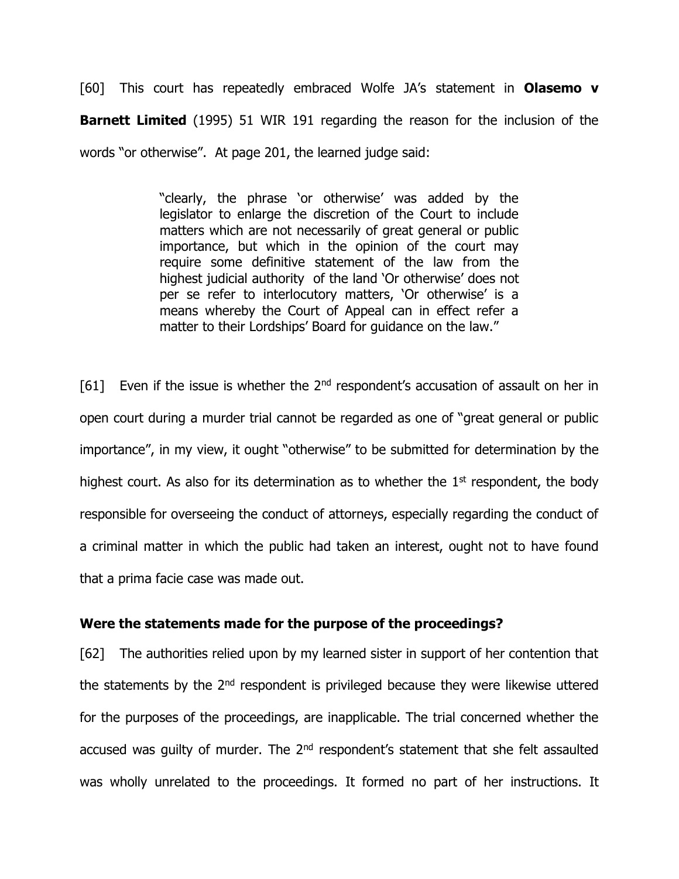[60] This court has repeatedly embraced Wolfe JA's statement in **Olasemo v Barnett Limited** (1995) 51 WIR 191 regarding the reason for the inclusion of the words "or otherwise". At page 201, the learned judge said:

> "clearly, the phrase 'or otherwise' was added by the legislator to enlarge the discretion of the Court to include matters which are not necessarily of great general or public importance, but which in the opinion of the court may require some definitive statement of the law from the highest judicial authority of the land 'Or otherwise' does not per se refer to interlocutory matters, 'Or otherwise' is a means whereby the Court of Appeal can in effect refer a matter to their Lordships' Board for guidance on the law."

[61] Even if the issue is whether the 2nd respondent's accusation of assault on her in open court during a murder trial cannot be regarded as one of "great general or public importance", in my view, it ought "otherwise" to be submitted for determination by the highest court. As also for its determination as to whether the 1st respondent, the body responsible for overseeing the conduct of attorneys, especially regarding the conduct of a criminal matter in which the public had taken an interest, ought not to have found that a prima facie case was made out.

**Were the statements made for the purpose of the proceedings?**

[62] The authorities relied upon by my learned sister in support of her contention that the statements by the 2nd respondent is privileged because they were likewise uttered for the purposes of the proceedings, are inapplicable. The trial concerned whether the accused was guilty of murder. The 2nd respondent's statement that she felt assaulted was wholly unrelated to the proceedings. It formed no part of her instructions. It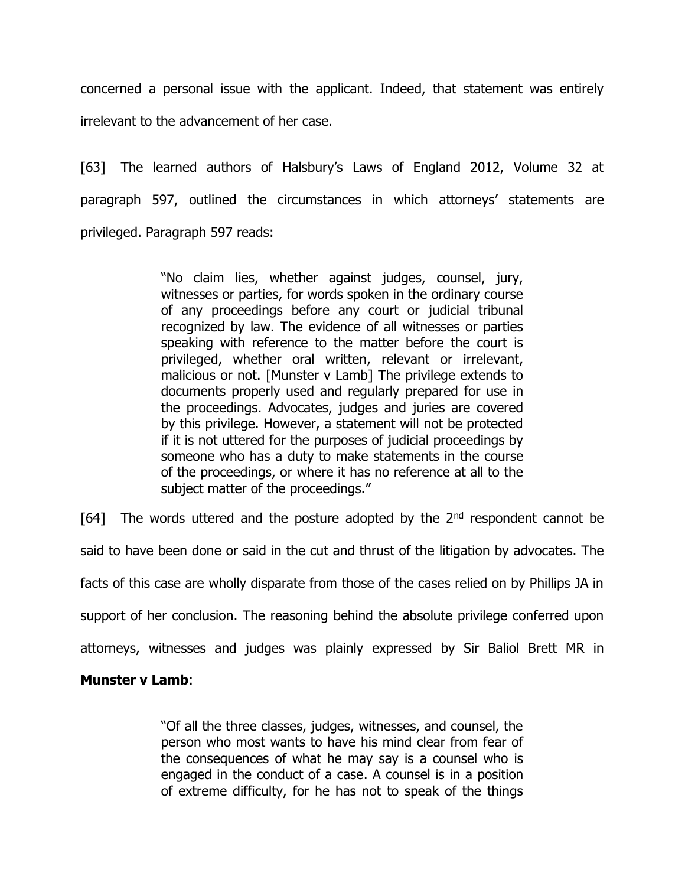concerned a personal issue with the applicant. Indeed, that statement was entirely irrelevant to the advancement of her case.

[63] The learned authors of Halsbury's Laws of England 2012, Volume 32 at paragraph 597, outlined the circumstances in which attorneys' statements are privileged. Paragraph 597 reads:

> "No claim lies, whether against judges, counsel, jury, witnesses or parties, for words spoken in the ordinary course of any proceedings before any court or judicial tribunal recognized by law. The evidence of all witnesses or parties speaking with reference to the matter before the court is privileged, whether oral written, relevant or irrelevant, malicious or not. [Munster v Lamb] The privilege extends to documents properly used and regularly prepared for use in the proceedings. Advocates, judges and juries are covered by this privilege. However, a statement will not be protected if it is not uttered for the purposes of judicial proceedings by someone who has a duty to make statements in the course of the proceedings, or where it has no reference at all to the subject matter of the proceedings."

[64] The words uttered and the posture adopted by the 2nd respondent cannot be said to have been done or said in the cut and thrust of the litigation by advocates. The facts of this case are wholly disparate from those of the cases relied on by Phillips JA in support of her conclusion. The reasoning behind the absolute privilege conferred upon attorneys, witnesses and judges was plainly expressed by Sir Baliol Brett MR in **Munster v Lamb**:

> "Of all the three classes, judges, witnesses, and counsel, the person who most wants to have his mind clear from fear of the consequences of what he may say is a counsel who is engaged in the conduct of a case. A counsel is in a position of extreme difficulty, for he has not to speak of the things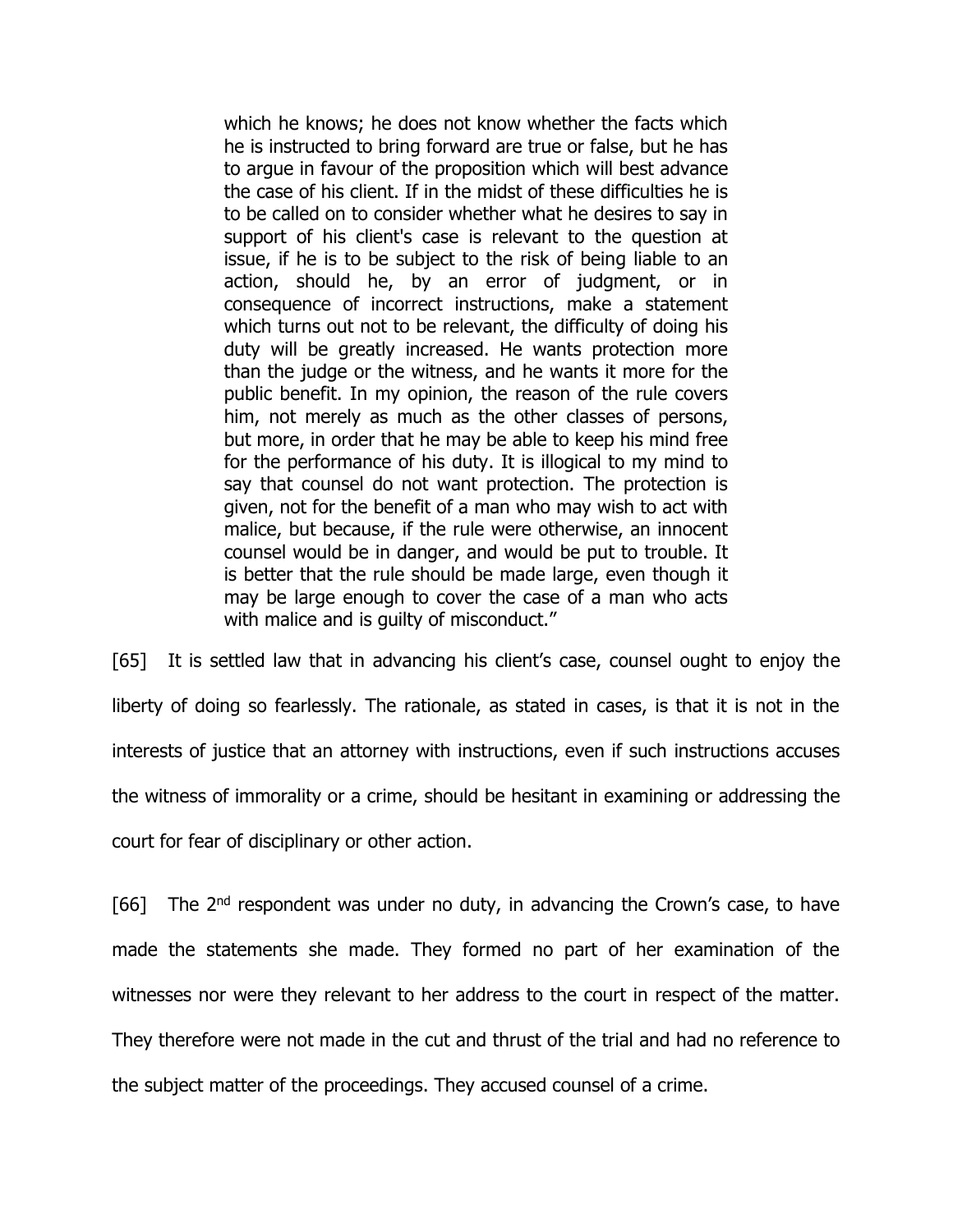> which he knows; he does not know whether the facts which he is instructed to bring forward are true or false, but he has to argue in favour of the proposition which will best advance the case of his client. If in the midst of these difficulties he is to be called on to consider whether what he desires to say in support of his client's case is relevant to the question at issue, if he is to be subject to the risk of being liable to an action, should he, by an error of judgment, or in consequence of incorrect instructions, make a statement which turns out not to be relevant, the difficulty of doing his duty will be greatly increased. He wants protection more than the judge or the witness, and he wants it more for the public benefit. In my opinion, the reason of the rule covers him, not merely as much as the other classes of persons, but more, in order that he may be able to keep his mind free for the performance of his duty. It is illogical to my mind to say that counsel do not want protection. The protection is given, not for the benefit of a man who may wish to act with malice, but because, if the rule were otherwise, an innocent counsel would be in danger, and would be put to trouble. It is better that the rule should be made large, even though it may be large enough to cover the case of a man who acts with malice and is guilty of misconduct."

[65] It is settled law that in advancing his client's case, counsel ought to enjoy the liberty of doing so fearlessly. The rationale, as stated in cases, is that it is not in the interests of justice that an attorney with instructions, even if such instructions accuses the witness of immorality or a crime, should be hesitant in examining or addressing the court for fear of disciplinary or other action.

[66] The 2nd respondent was under no duty, in advancing the Crown's case, to have made the statements she made. They formed no part of her examination of the witnesses nor were they relevant to her address to the court in respect of the matter. They therefore were not made in the cut and thrust of the trial and had no reference to the subject matter of the proceedings. They accused counsel of a crime.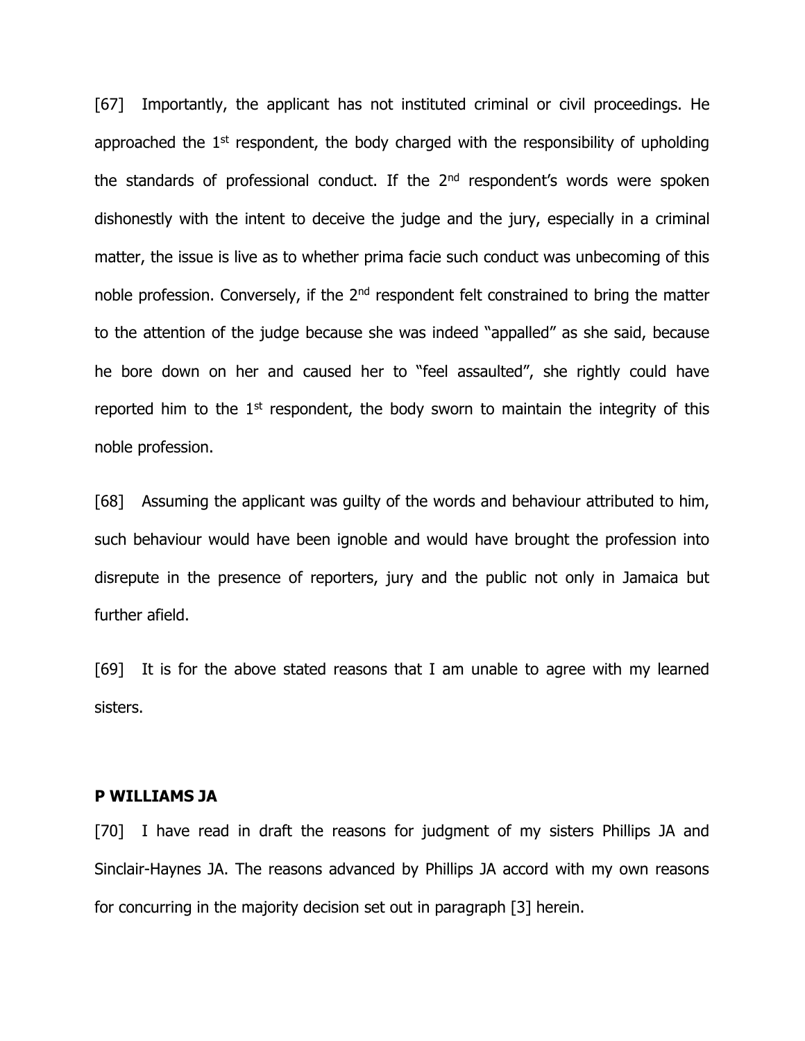[67] Importantly, the applicant has not instituted criminal or civil proceedings. He approached the 1st respondent, the body charged with the responsibility of upholding the standards of professional conduct. If the 2nd respondent's words were spoken dishonestly with the intent to deceive the judge and the jury, especially in a criminal matter, the issue is live as to whether prima facie such conduct was unbecoming of this noble profession. Conversely, if the 2nd respondent felt constrained to bring the matter to the attention of the judge because she was indeed "appalled" as she said, because he bore down on her and caused her to "feel assaulted", she rightly could have reported him to the 1st respondent, the body sworn to maintain the integrity of this noble profession.

[68] Assuming the applicant was guilty of the words and behaviour attributed to him, such behaviour would have been ignoble and would have brought the profession into disrepute in the presence of reporters, jury and the public not only in Jamaica but further afield.

[69] It is for the above stated reasons that I am unable to agree with my learned sisters.

**P WILLIAMS JA**

[70] I have read in draft the reasons for judgment of my sisters Phillips JA and Sinclair-Haynes JA. The reasons advanced by Phillips JA accord with my own reasons for concurring in the majority decision set out in paragraph [3] herein.